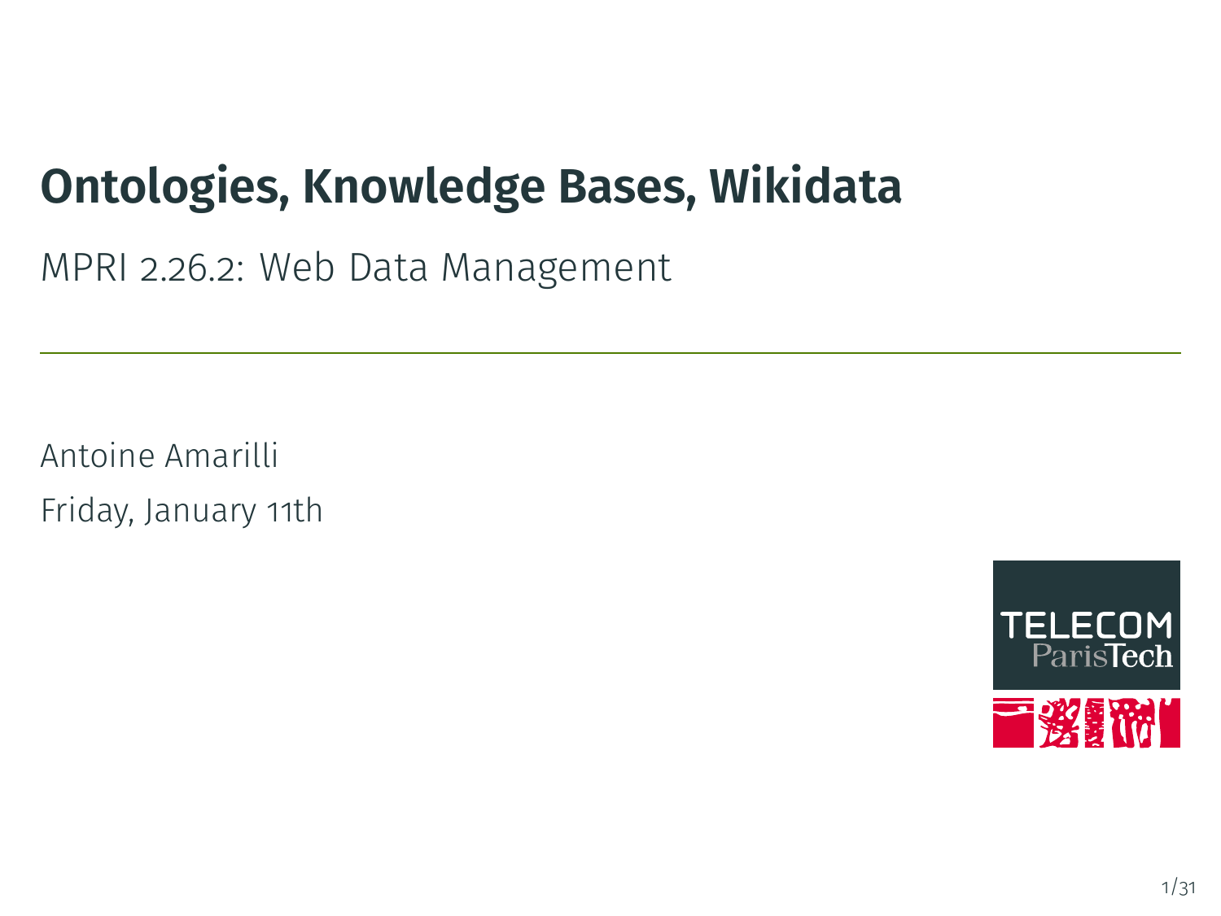# Ontologies, Knowledge Bases, Wikidata

MPRI 2.26.2: Web Data Management

Antoine Amarilli

Friday, January 11th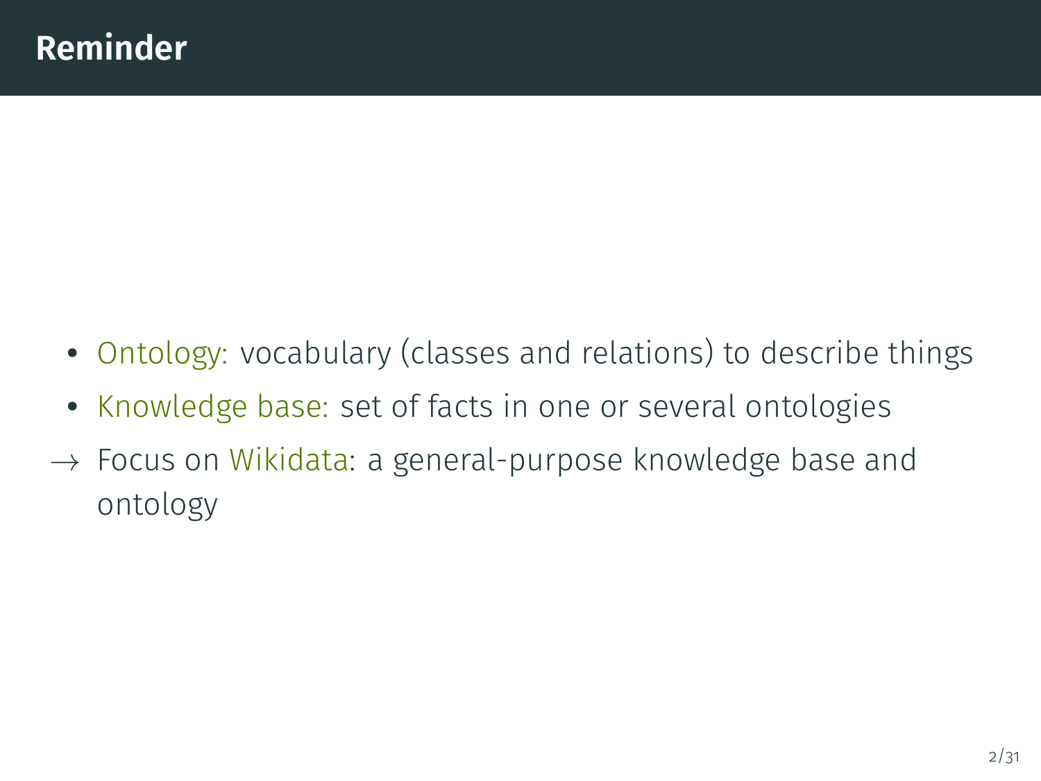# Reminder

- Ontology: vocabulary (classes and relations) to describe things
- Knowledge base: set of facts in one or several ontologies

→ Focus on Wikidata: a general-purpose knowledge base and ontology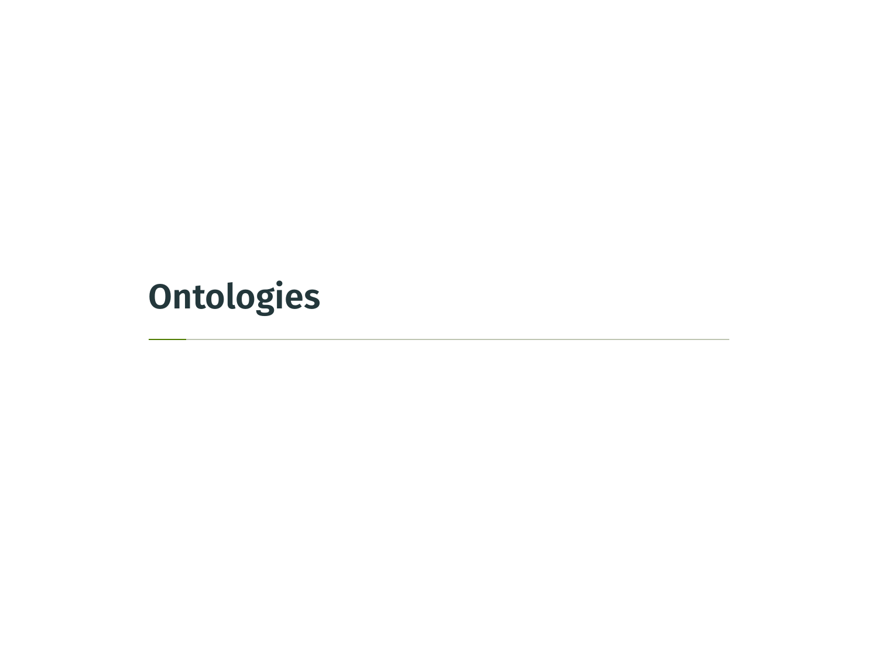# Ontologies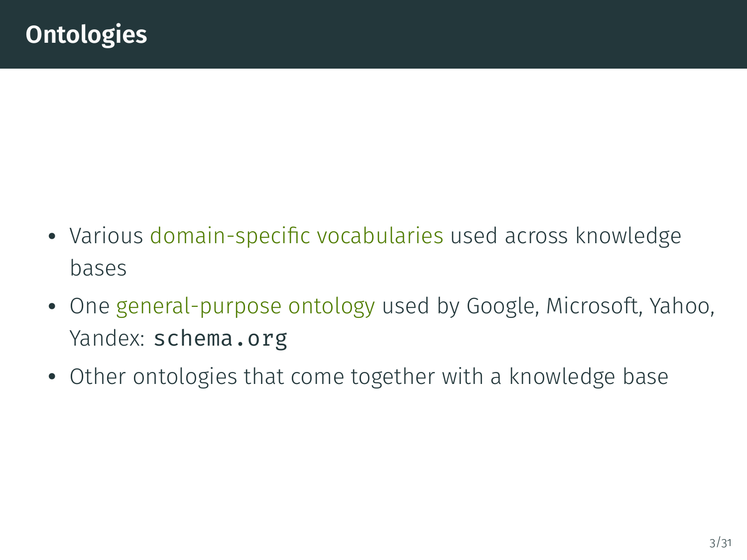# Ontologies

- Various domain-specific vocabularies used across knowledge bases
- One general-purpose ontology used by Google, Microsoft, Yahoo, Yandex: `schema.org`
- Other ontologies that come together with a knowledge base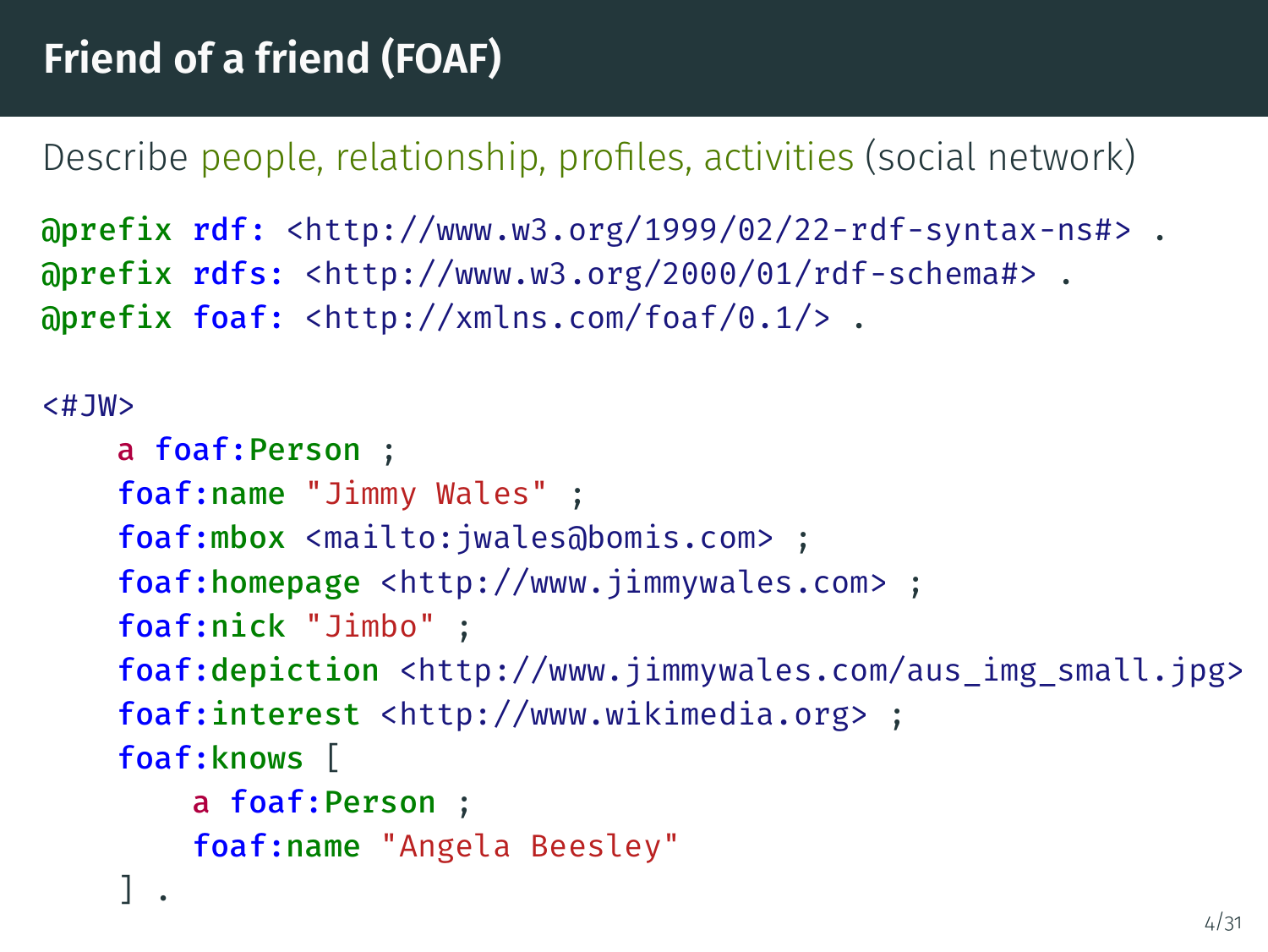# Friend of a friend (FOAF)

Describe people, relationship, profiles, activities (social network)

```
@prefix rdf: <http://www.w3.org/1999/02/22-rdf-syntax-ns#> .
@prefix rdfs: <http://www.w3.org/2000/01/rdf-schema#> .
@prefix foaf: <http://xmlns.com/foaf/0.1/> .

<#JW>
    a foaf:Person ;
    foaf:name "Jimmy Wales" ;
    foaf:mbox <mailto:jwales@bomis.com> ;
    foaf:homepage <http://www.jimmywales.com> ;
    foaf:nick "Jimbo" ;
    foaf:depiction <http://www.jimmywales.com/aus_img_small.jpg>
    foaf:interest <http://www.wikimedia.org> ;
    foaf:knows [
        a foaf:Person ;
        foaf:name "Angela Beesley"
    ] .
```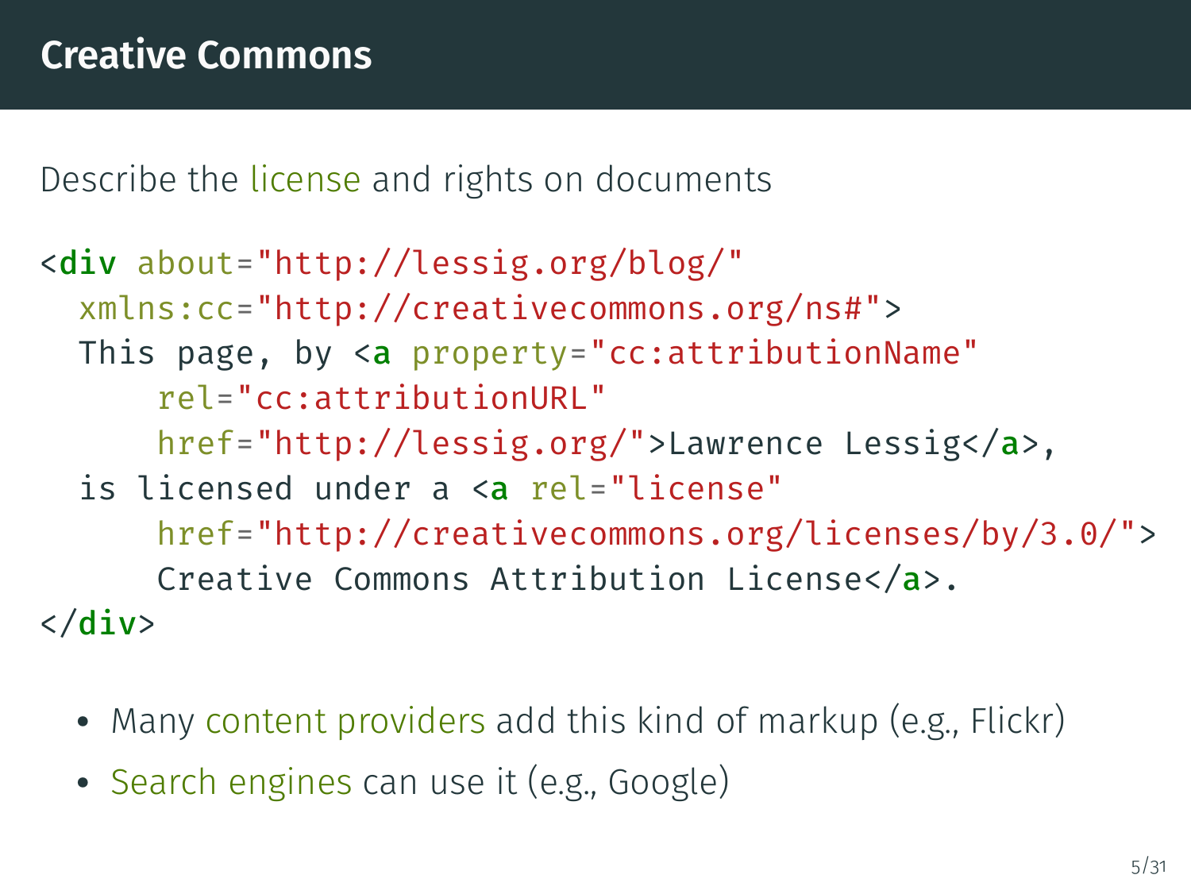# Creative Commons

Describe the license and rights on documents

```
<div about="http://lessig.org/blog/"
  xmlns:cc="http://creativecommons.org/ns#">
  This page, by <a property="cc:attributionName"
      rel="cc:attributionURL"
      href="http://lessig.org/">Lawrence Lessig</a>,
  is licensed under a <a rel="license"
      href="http://creativecommons.org/licenses/by/3.0/">
      Creative Commons Attribution License</a>.
</div>
```

- Many content providers add this kind of markup (e.g., Flickr)
- Search engines can use it (e.g., Google)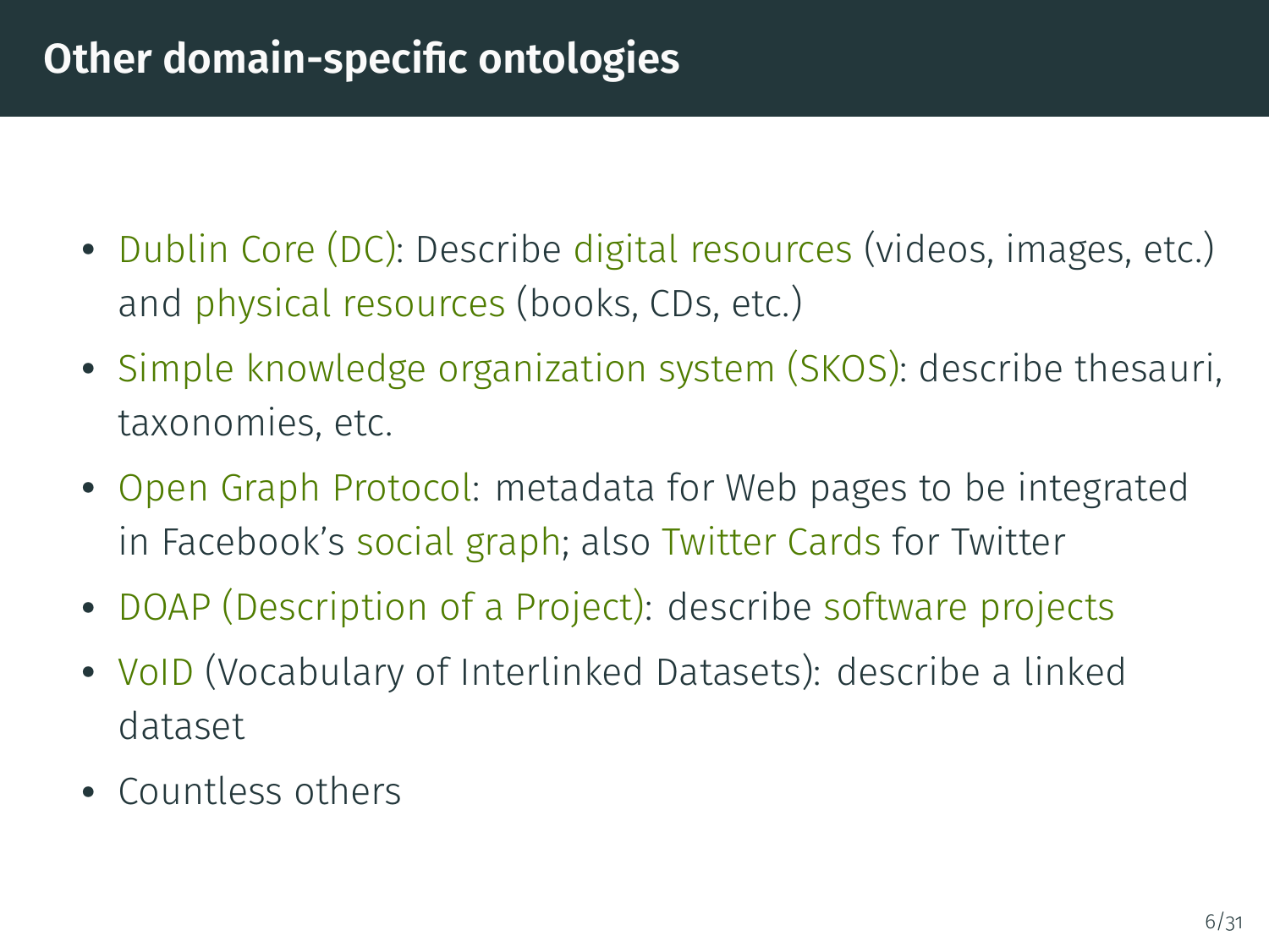# Other domain-specific ontologies

- Dublin Core (DC): Describe digital resources (videos, images, etc.) and physical resources (books, CDs, etc.)
- Simple knowledge organization system (SKOS): describe thesauri, taxonomies, etc.
- Open Graph Protocol: metadata for Web pages to be integrated in Facebook's social graph; also Twitter Cards for Twitter
- DOAP (Description of a Project): describe software projects
- VoID (Vocabulary of Interlinked Datasets): describe a linked dataset
- Countless others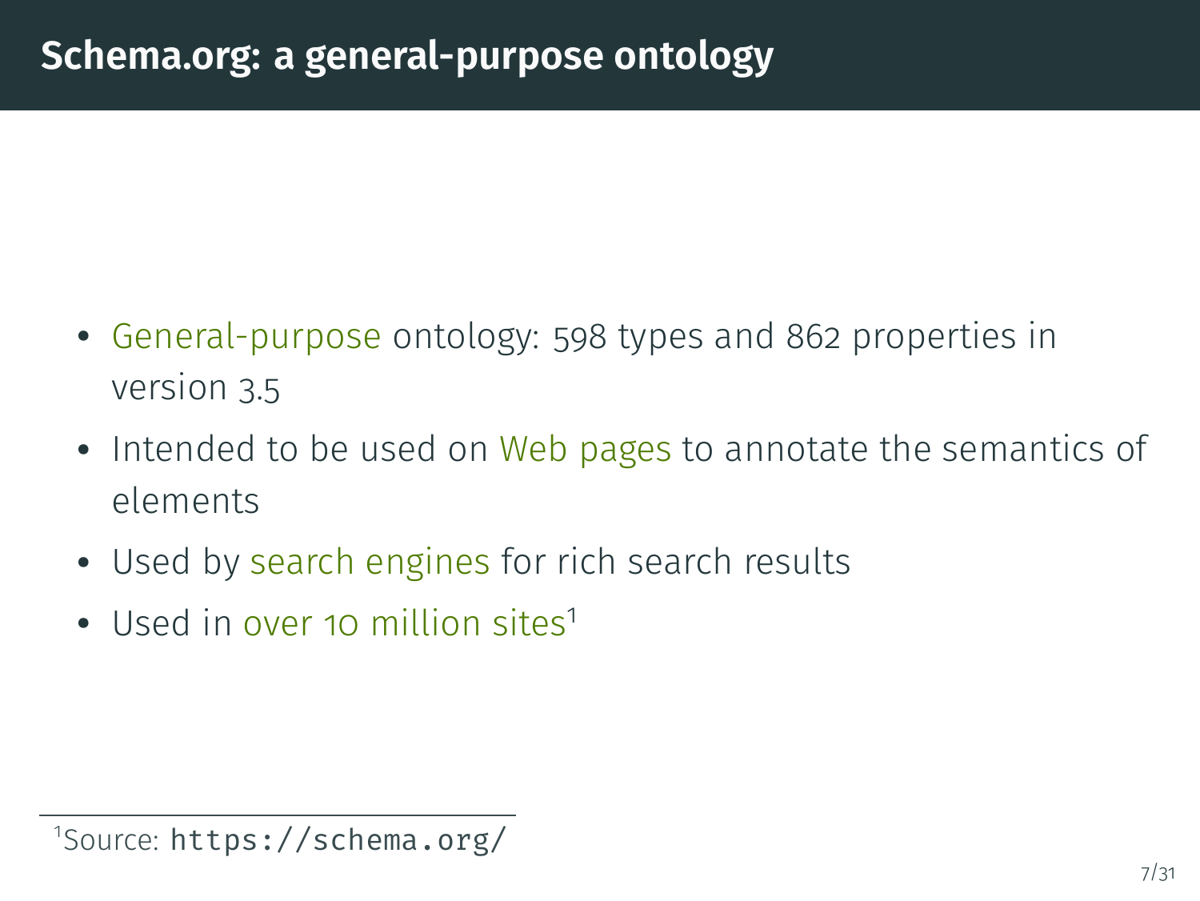# Schema.org: a general-purpose ontology

- General-purpose ontology: 598 types and 862 properties in version 3.5
- Intended to be used on Web pages to annotate the semantics of elements
- Used by search engines for rich search results
- Used in over 10 million sites[1]

[1] Source: `https://schema.org/`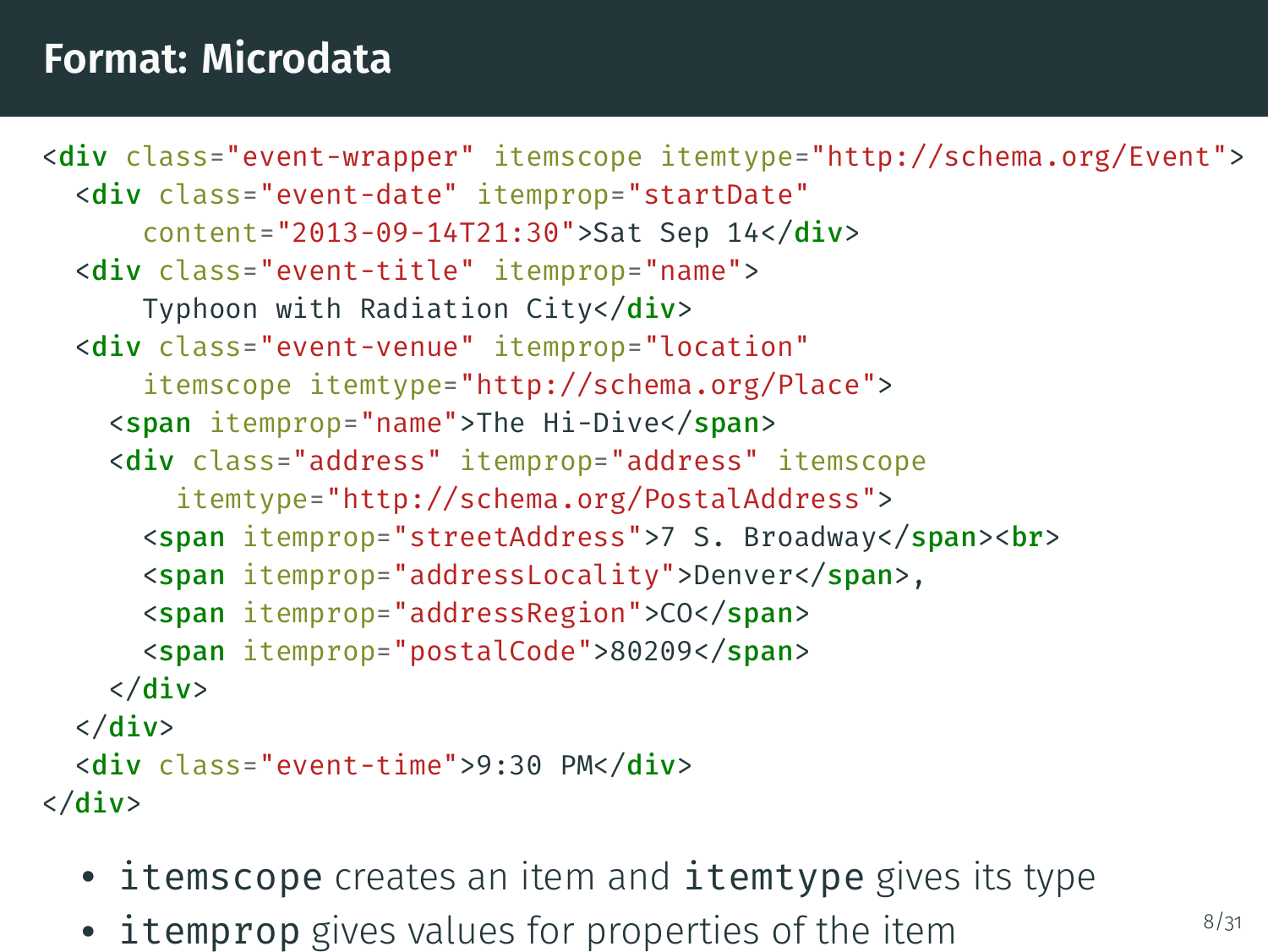# Format: Microdata

```html
<div class="event-wrapper" itemscope itemtype="http://schema.org/Event">
  <div class="event-date" itemprop="startDate"
      content="2013-09-14T21:30">Sat Sep 14</div>
  <div class="event-title" itemprop="name">
      Typhoon with Radiation City</div>
  <div class="event-venue" itemprop="location"
      itemscope itemtype="http://schema.org/Place">
    <span itemprop="name">The Hi-Dive</span>
    <div class="address" itemprop="address" itemscope
        itemtype="http://schema.org/PostalAddress">
      <span itemprop="streetAddress">7 S. Broadway</span><br>
      <span itemprop="addressLocality">Denver</span>,
      <span itemprop="addressRegion">CO</span>
      <span itemprop="postalCode">80209</span>
    </div>
  </div>
  <div class="event-time">9:30 PM</div>
</div>
```

- `itemscope` creates an item and `itemtype` gives its type
- `itemprop` gives values for properties of the item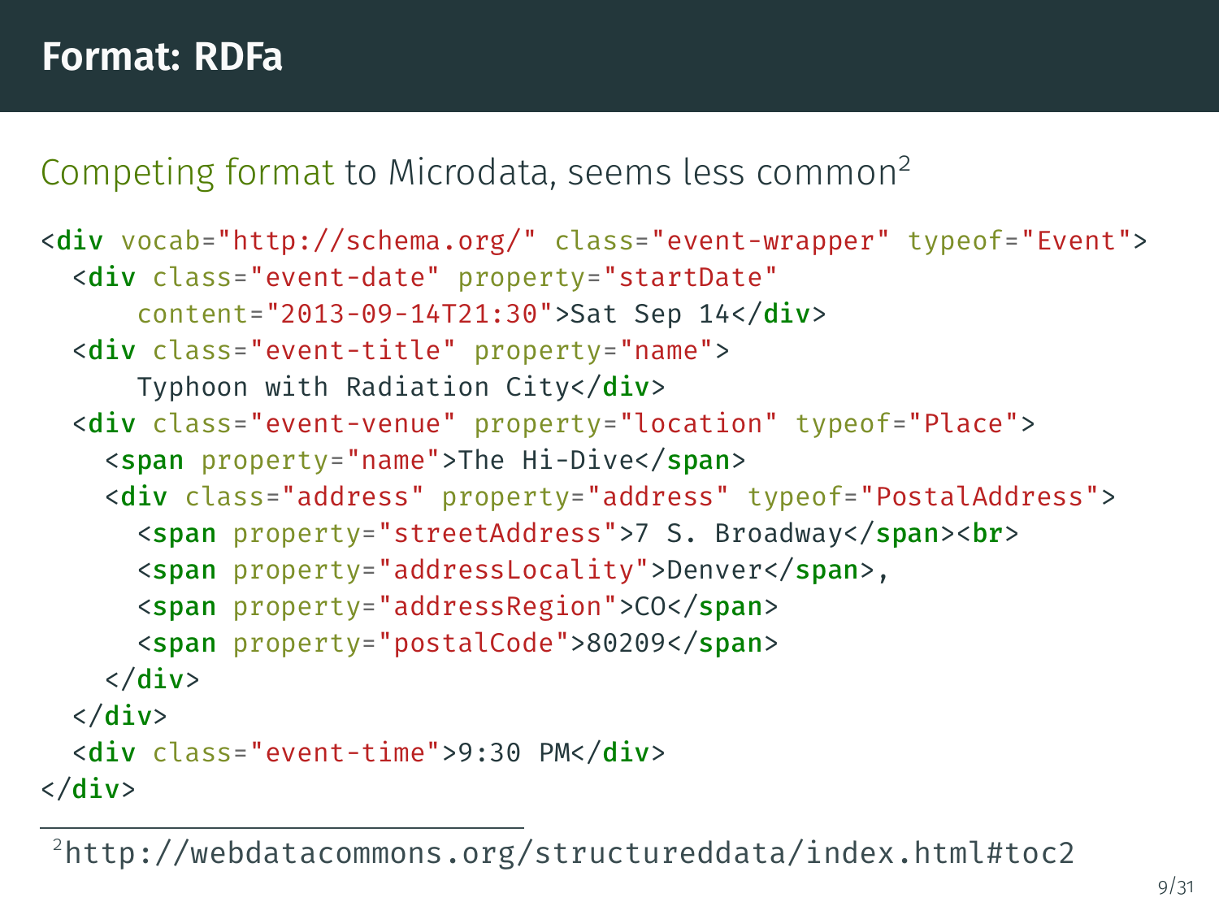# Format: RDFa

Competing format to Microdata, seems less common[2]

```
<div vocab="http://schema.org/" class="event-wrapper" typeof="Event">
  <div class="event-date" property="startDate"
      content="2013-09-14T21:30">Sat Sep 14</div>
  <div class="event-title" property="name">
      Typhoon with Radiation City</div>
  <div class="event-venue" property="location" typeof="Place">
    <span property="name">The Hi-Dive</span>
    <div class="address" property="address" typeof="PostalAddress">
      <span property="streetAddress">7 S. Broadway</span><br>
      <span property="addressLocality">Denver</span>,
      <span property="addressRegion">CO</span>
      <span property="postalCode">80209</span>
    </div>
  </div>
  <div class="event-time">9:30 PM</div>
</div>
```

[2] http://webdatacommons.org/structureddata/index.html#toc2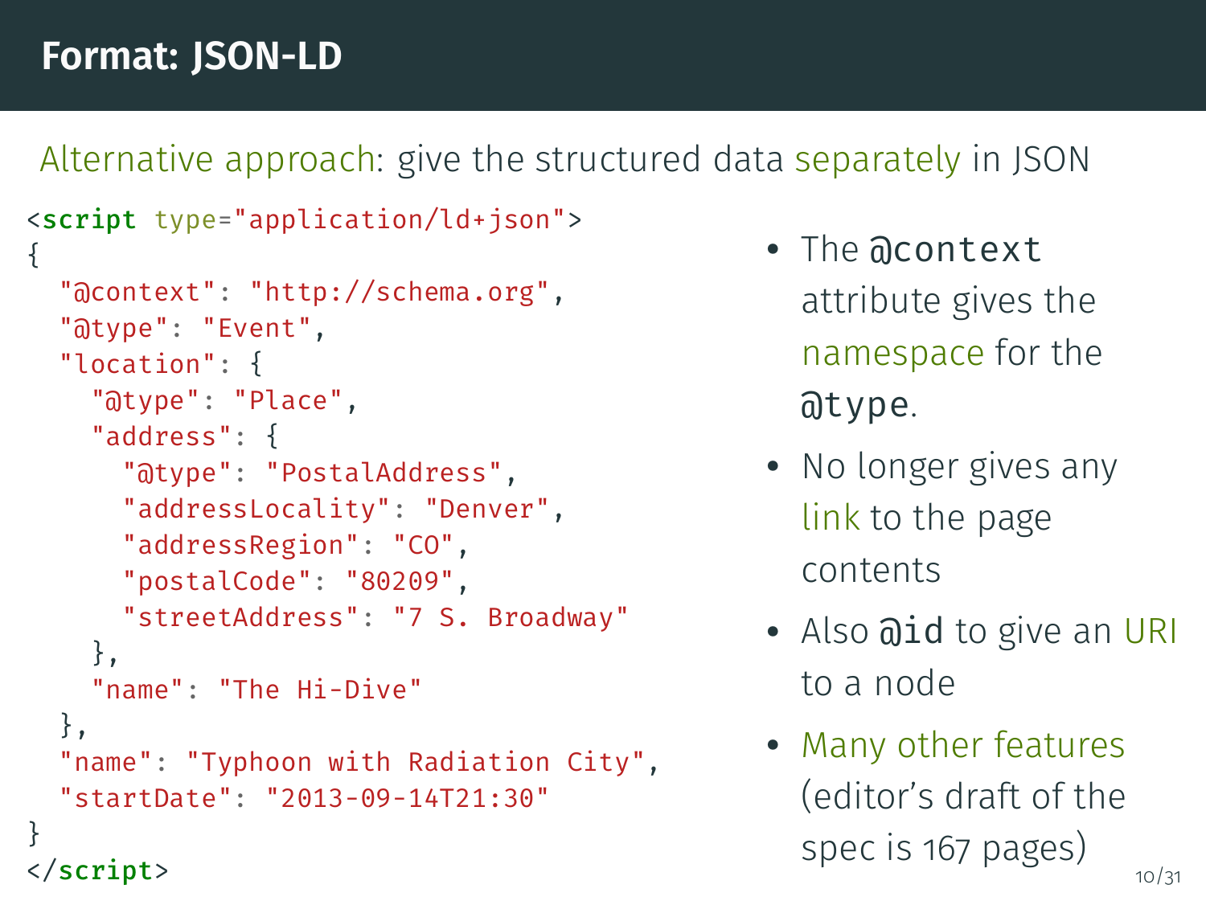# Format: JSON-LD

Alternative approach: give the structured data separately in JSON

```
<script type="application/ld+json">
{
  "@context": "http://schema.org",
  "@type": "Event",
  "location": {
    "@type": "Place",
    "address": {
      "@type": "PostalAddress",
      "addressLocality": "Denver",
      "addressRegion": "CO",
      "postalCode": "80209",
      "streetAddress": "7 S. Broadway"
    },
    "name": "The Hi-Dive"
  },
  "name": "Typhoon with Radiation City",
  "startDate": "2013-09-14T21:30"
}
</script>
```

- The `@context` attribute gives the namespace for the `@type`.
- No longer gives any link to the page contents
- Also `@id` to give an URI to a node
- Many other features (editor's draft of the spec is 167 pages)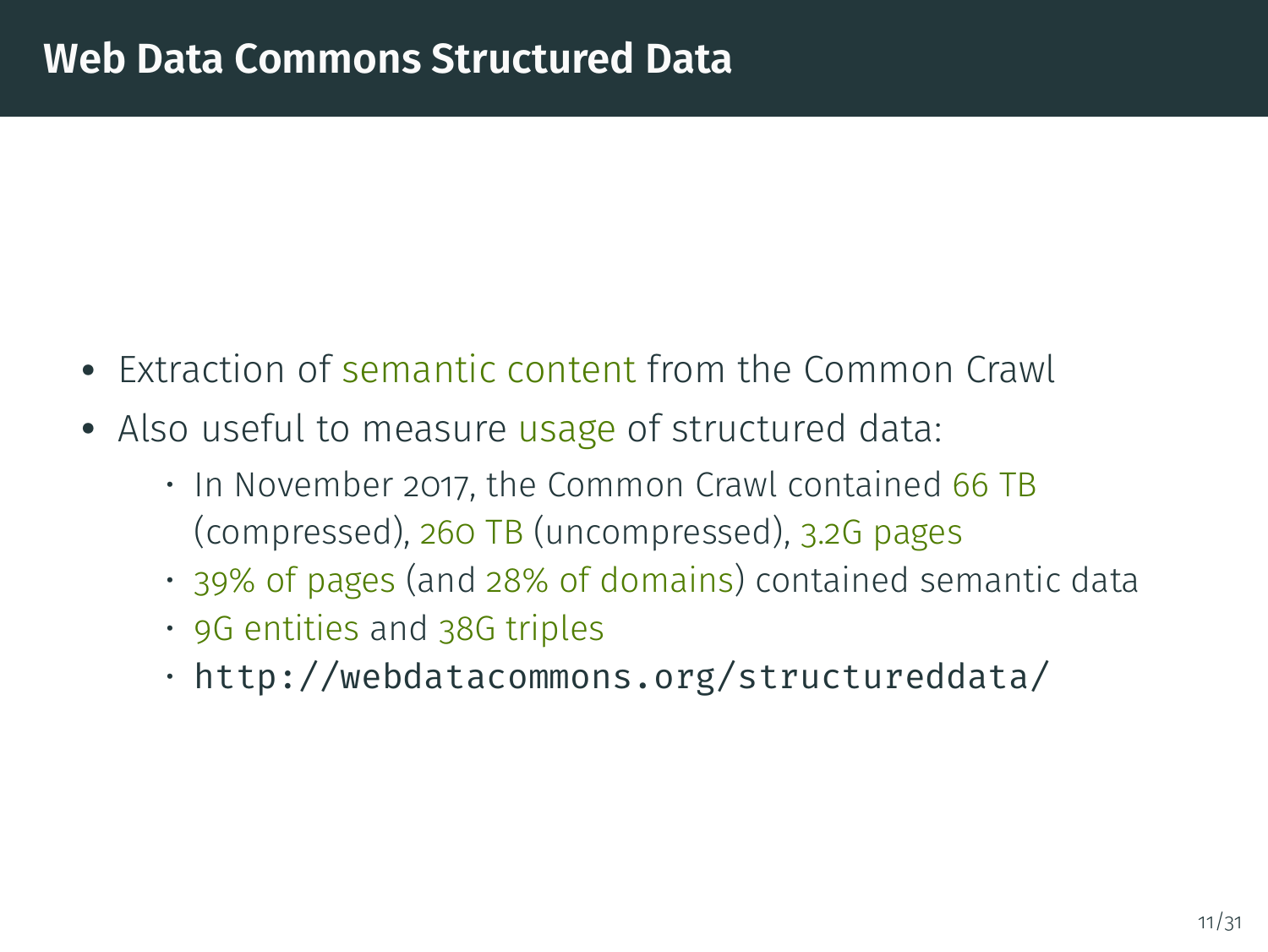# Web Data Commons Structured Data

- Extraction of semantic content from the Common Crawl
- Also useful to measure usage of structured data:
  - In November 2017, the Common Crawl contained 66 TB (compressed), 260 TB (uncompressed), 3.2G pages
  - 39% of pages (and 28% of domains) contained semantic data
  - 9G entities and 38G triples
  - `http://webdatacommons.org/structureddata/`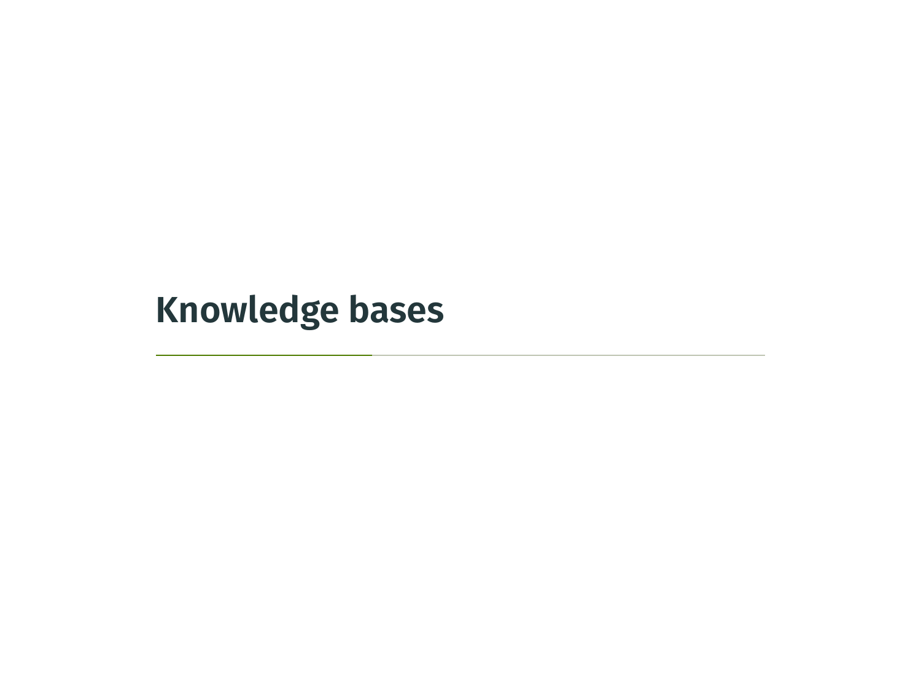# Knowledge bases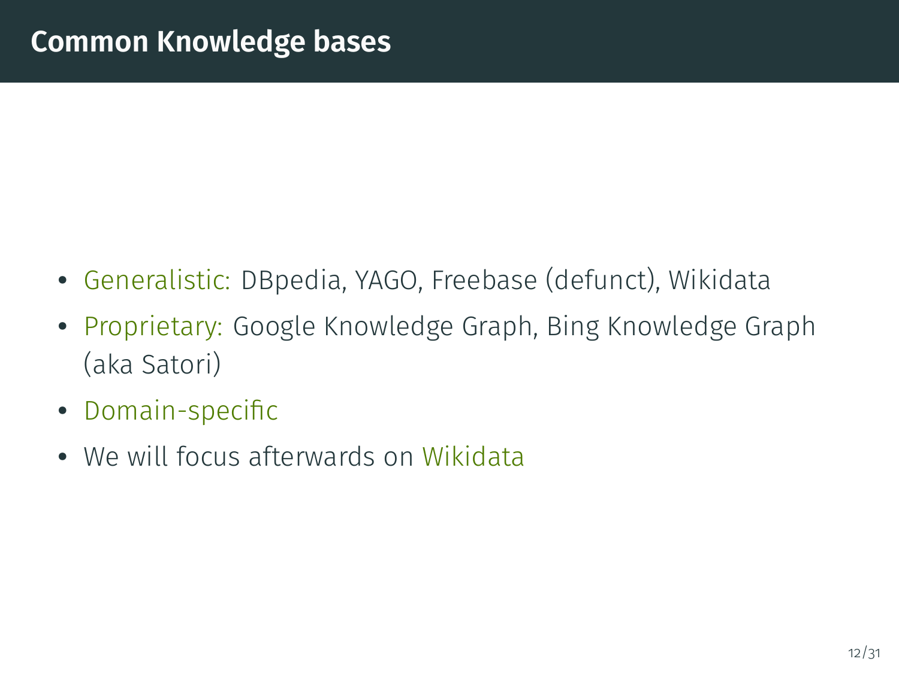# Common Knowledge bases

- Generalistic: DBpedia, YAGO, Freebase (defunct), Wikidata
- Proprietary: Google Knowledge Graph, Bing Knowledge Graph (aka Satori)
- Domain-specific
- We will focus afterwards on Wikidata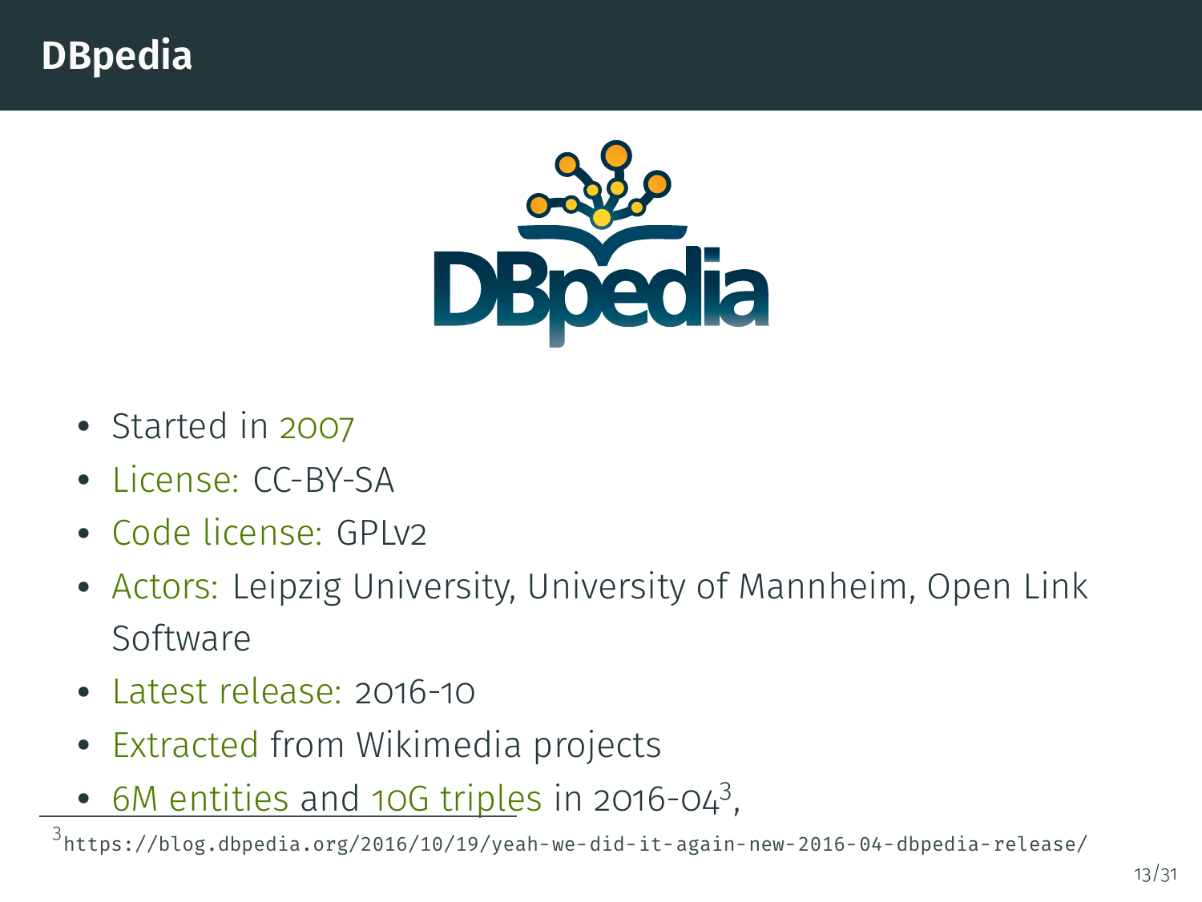# DBpedia

- Started in 2007
- License: CC-BY-SA
- Code license: GPLv2
- Actors: Leipzig University, University of Mannheim, Open Link Software
- Latest release: 2016-10
- Extracted from Wikimedia projects
- 6M entities and 10G triples in 2016-04[3],

[3] https://blog.dbpedia.org/2016/10/19/yeah-we-did-it-again-new-2016-04-dbpedia-release/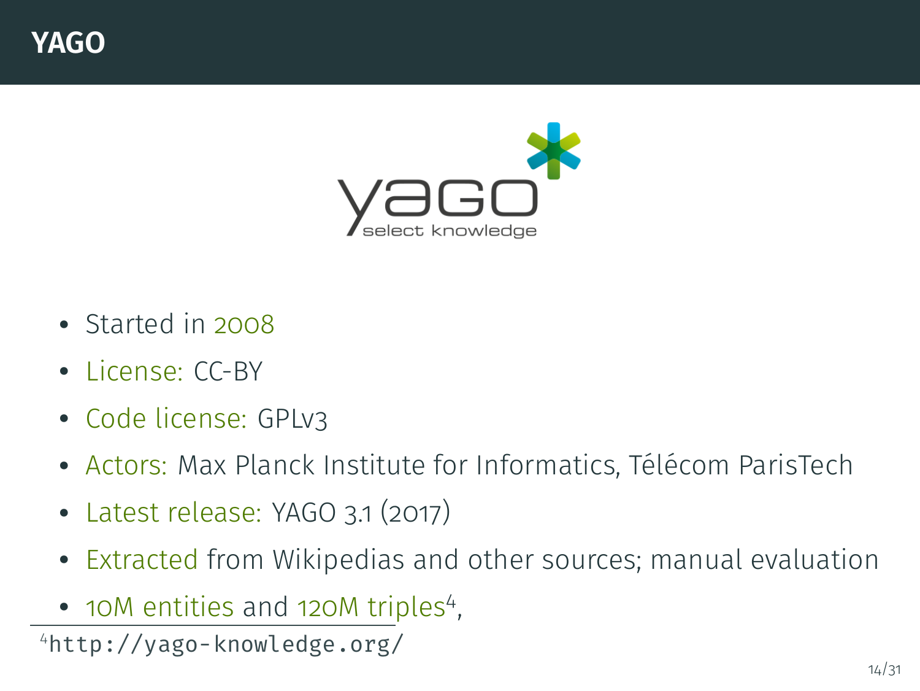# YAGO

- Started in 2008
- License: CC-BY
- Code license: GPLv3
- Actors: Max Planck Institute for Informatics, Télécom ParisTech
- Latest release: YAGO 3.1 (2017)
- Extracted from Wikipedias and other sources; manual evaluation
- 10M entities and 120M triples[4],

[4] http://yago-knowledge.org/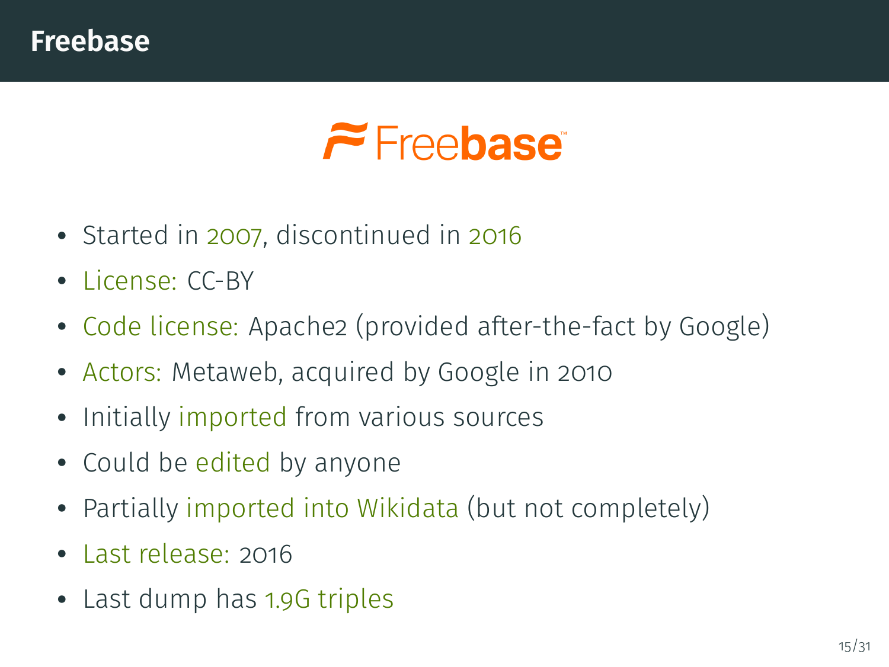# Freebase

Freebase

- Started in 2007, discontinued in 2016
- License: CC-BY
- Code license: Apache2 (provided after-the-fact by Google)
- Actors: Metaweb, acquired by Google in 2010
- Initially imported from various sources
- Could be edited by anyone
- Partially imported into Wikidata (but not completely)
- Last release: 2016
- Last dump has 1.9G triples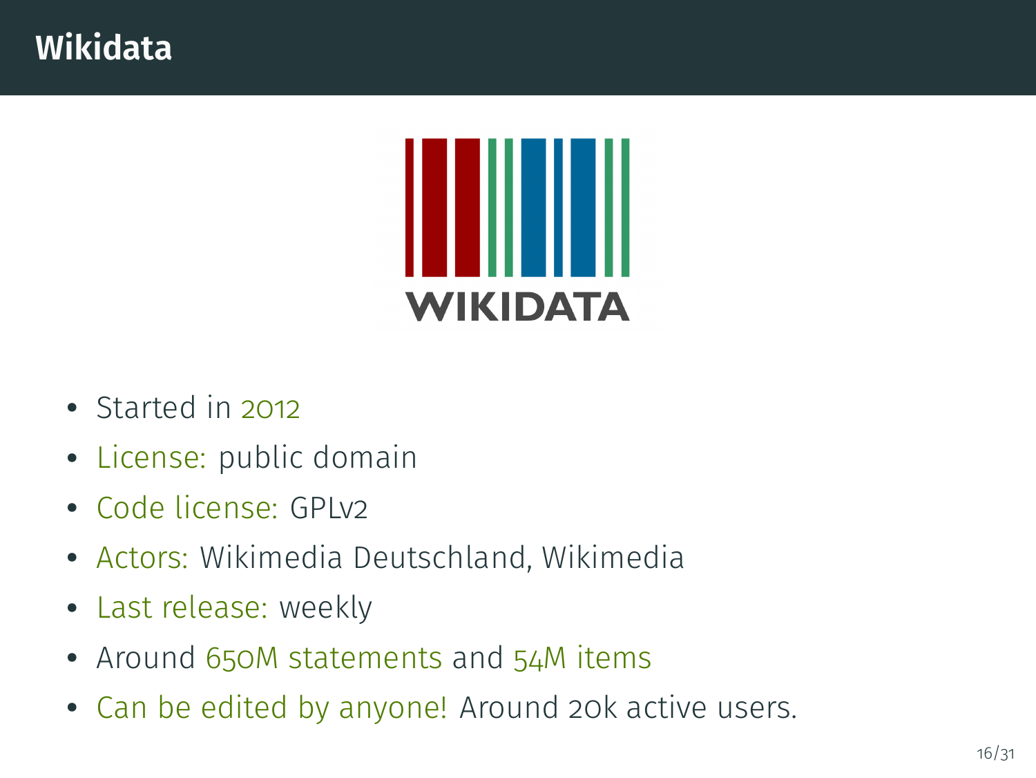# Wikidata

- Started in 2012
- License: public domain
- Code license: GPLv2
- Actors: Wikimedia Deutschland, Wikimedia
- Last release: weekly
- Around 650M statements and 54M items
- Can be edited by anyone! Around 20k active users.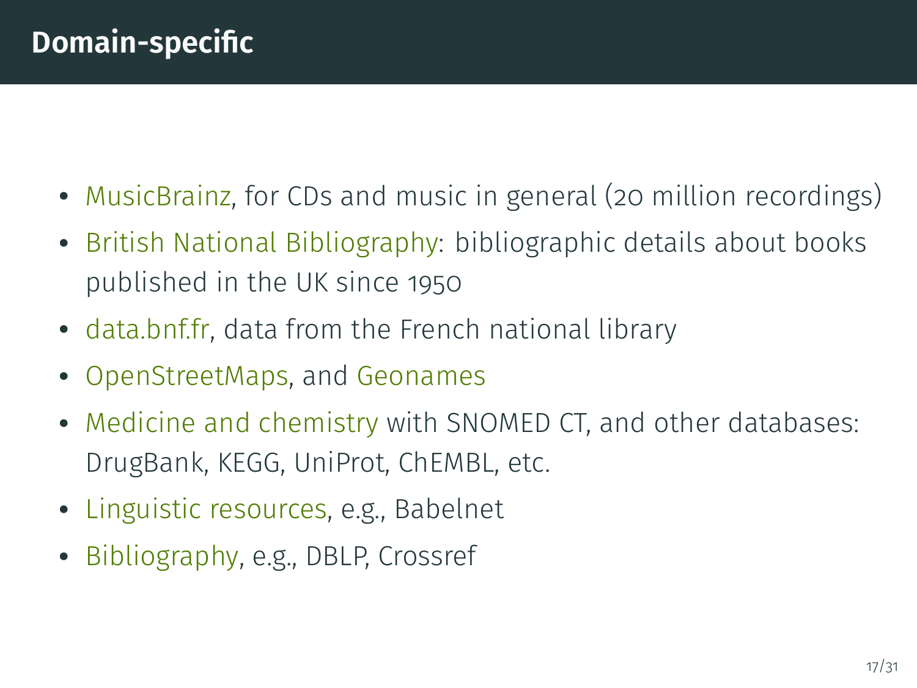## Domain-specific

- MusicBrainz, for CDs and music in general (20 million recordings)
- British National Bibliography: bibliographic details about books published in the UK since 1950
- data.bnf.fr, data from the French national library
- OpenStreetMaps, and Geonames
- Medicine and chemistry with SNOMED CT, and other databases: DrugBank, KEGG, UniProt, ChEMBL, etc.
- Linguistic resources, e.g., Babelnet
- Bibliography, e.g., DBLP, Crossref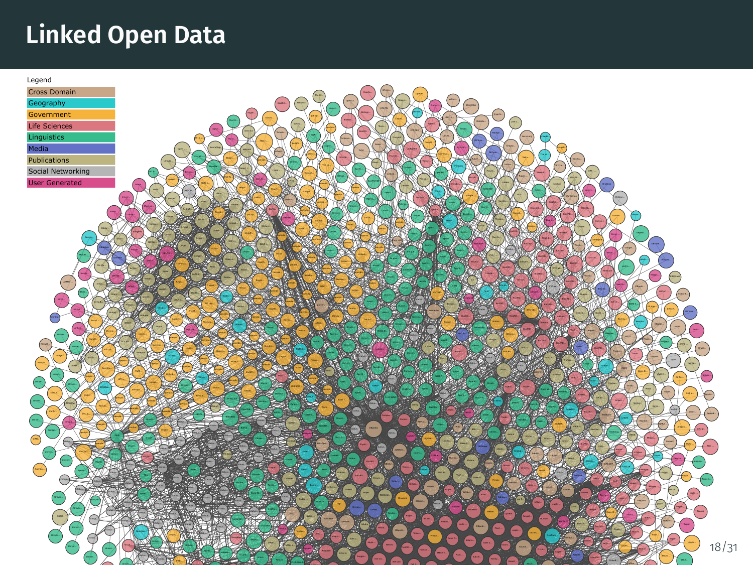# Linked Open Data

Legend

- Cross Domain
- Geography
- Government
- Life Sciences
- Linguistics
- Media
- Publications
- Social Networking
- User Generated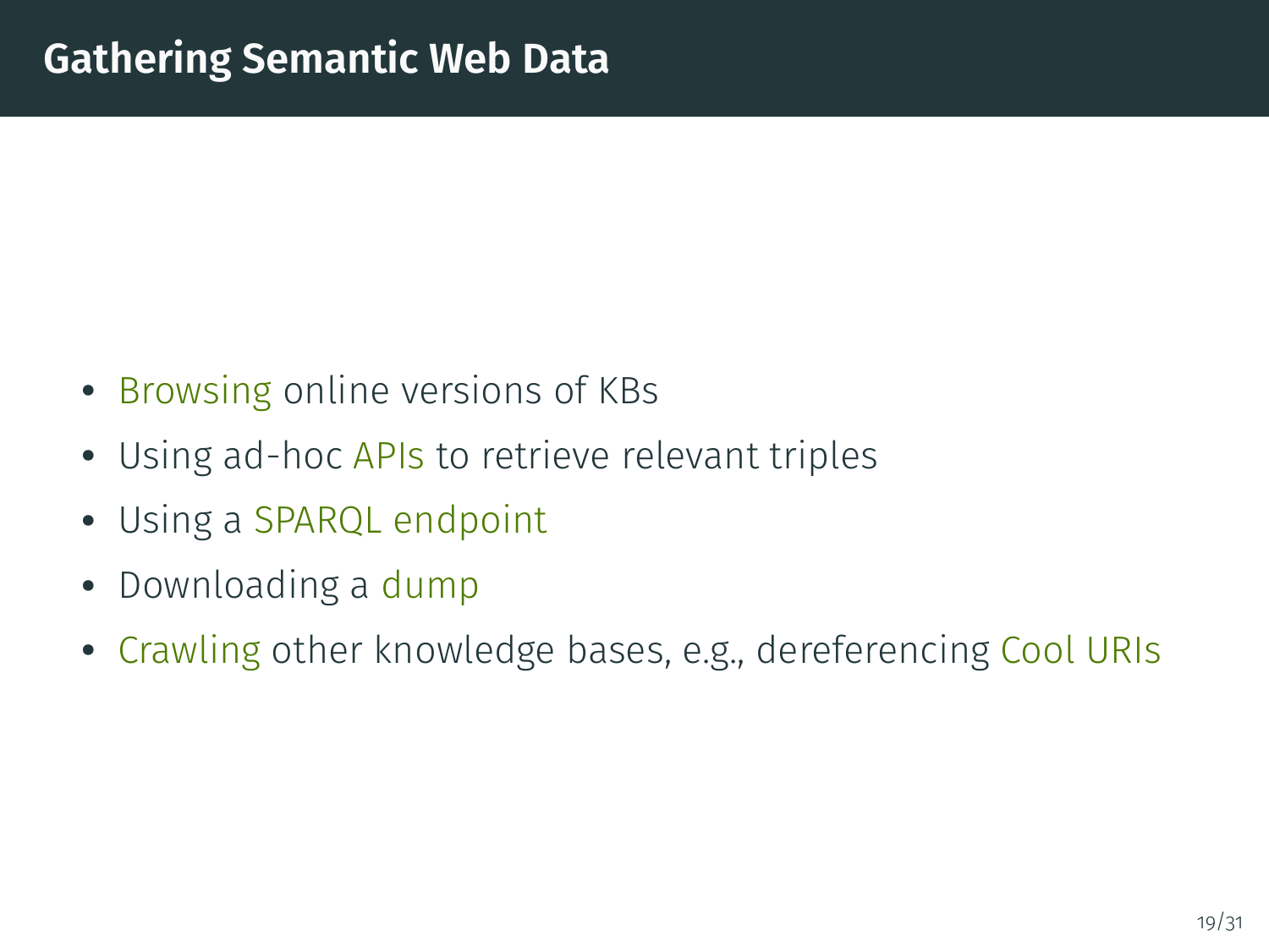# Gathering Semantic Web Data

- Browsing online versions of KBs
- Using ad-hoc APIs to retrieve relevant triples
- Using a SPARQL endpoint
- Downloading a dump
- Crawling other knowledge bases, e.g., dereferencing Cool URIs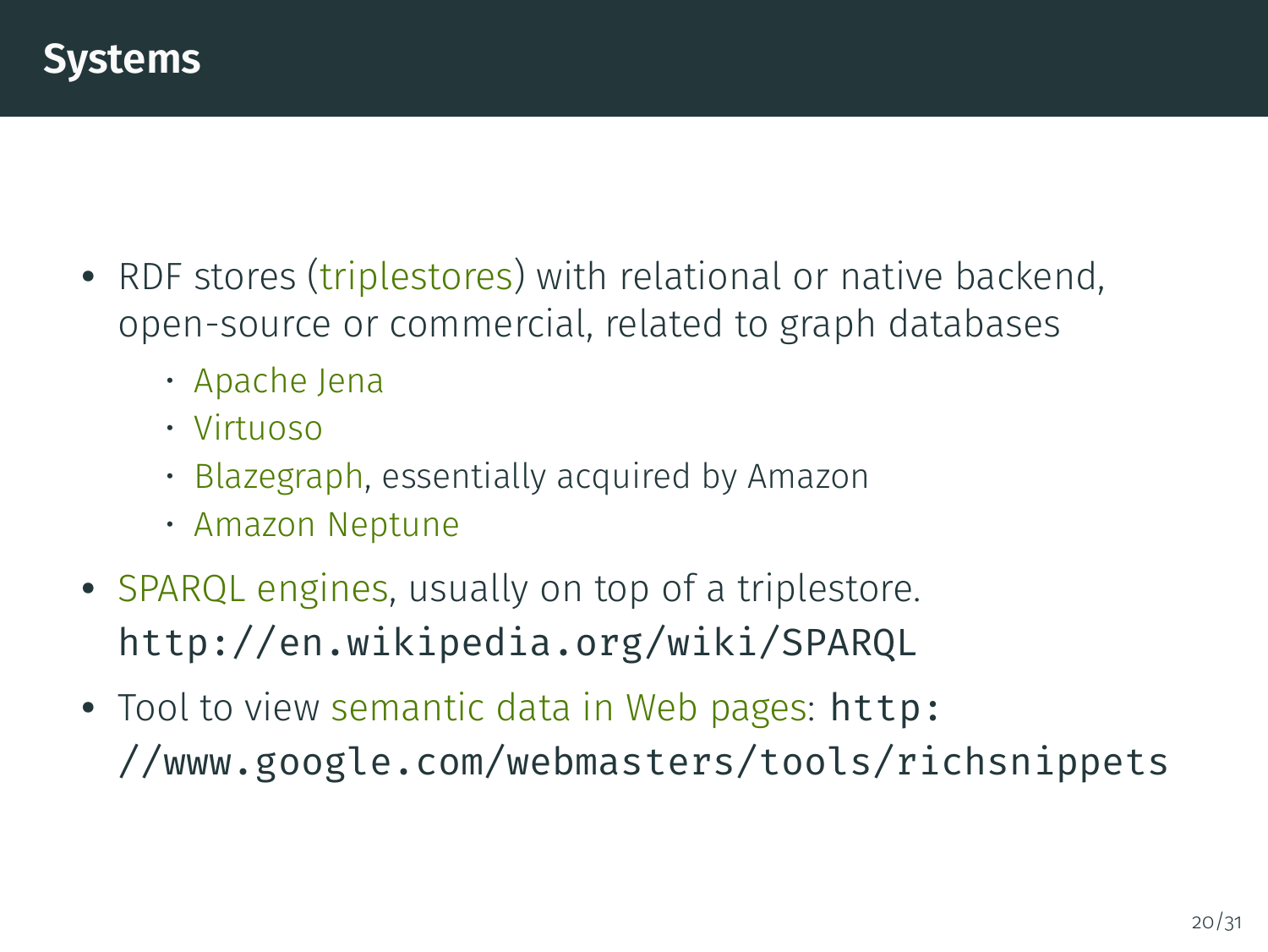# Systems

- RDF stores (triplestores) with relational or native backend, open-source or commercial, related to graph databases
  - Apache Jena
  - Virtuoso
  - Blazegraph, essentially acquired by Amazon
  - Amazon Neptune
- SPARQL engines, usually on top of a triplestore. `http://en.wikipedia.org/wiki/SPARQL`
- Tool to view semantic data in Web pages: `http://www.google.com/webmasters/tools/richsnippets`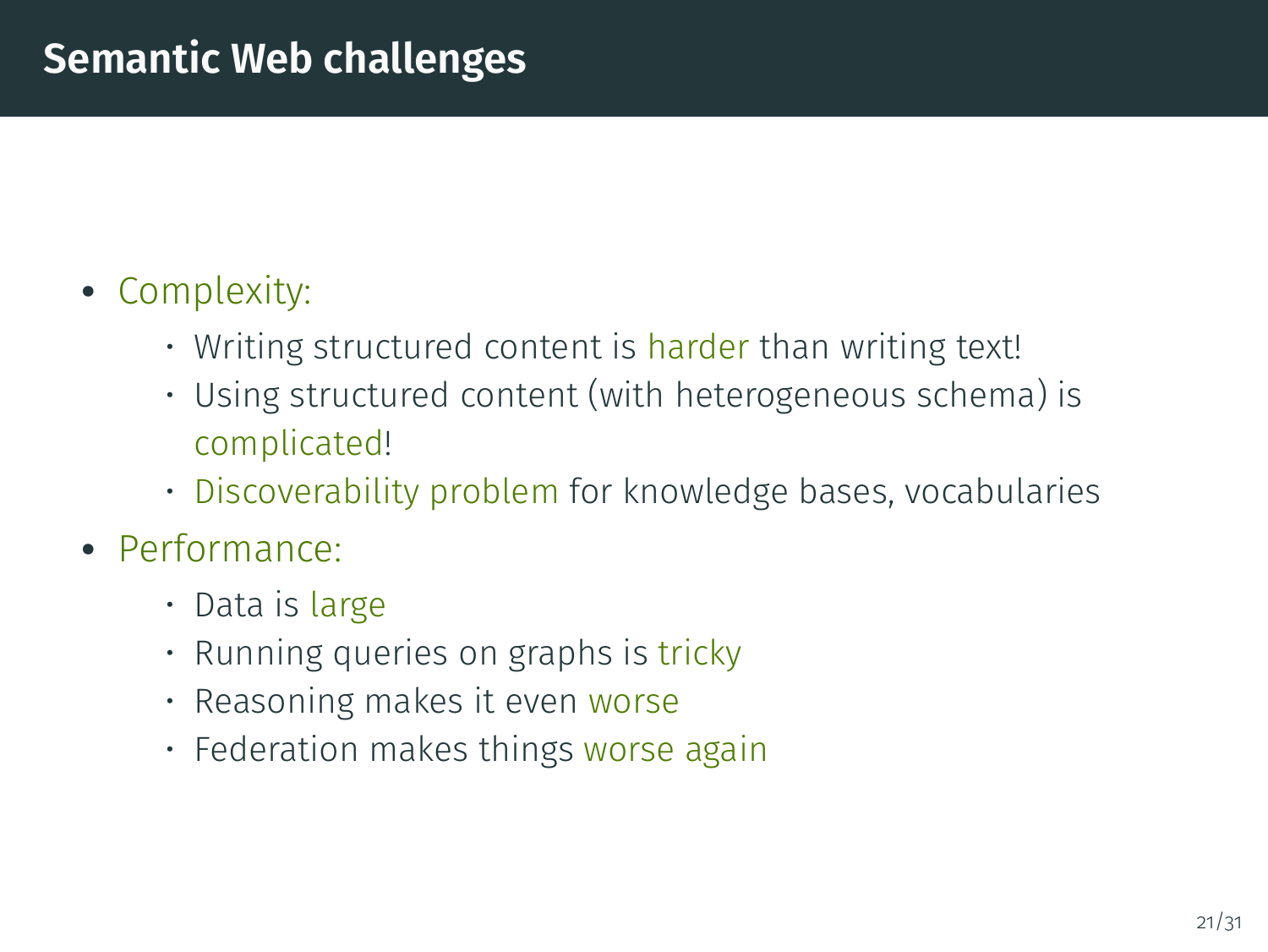# Semantic Web challenges

- Complexity:
  - Writing structured content is harder than writing text!
  - Using structured content (with heterogeneous schema) is complicated!
  - Discoverability problem for knowledge bases, vocabularies
- Performance:
  - Data is large
  - Running queries on graphs is tricky
  - Reasoning makes it even worse
  - Federation makes things worse again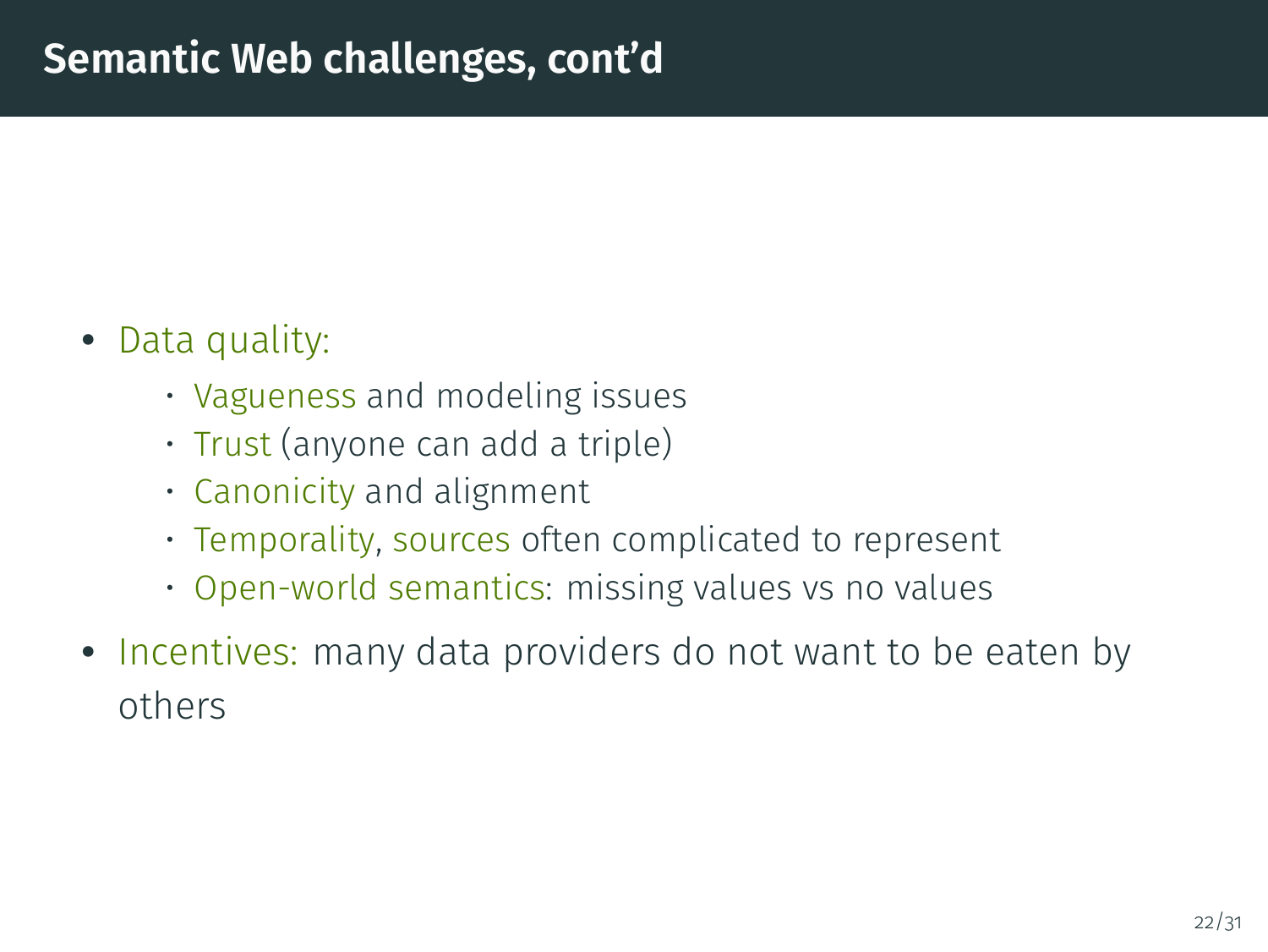# Semantic Web challenges, cont'd

- Data quality:
  - Vagueness and modeling issues
  - Trust (anyone can add a triple)
  - Canonicity and alignment
  - Temporality, sources often complicated to represent
  - Open-world semantics: missing values vs no values
- Incentives: many data providers do not want to be eaten by others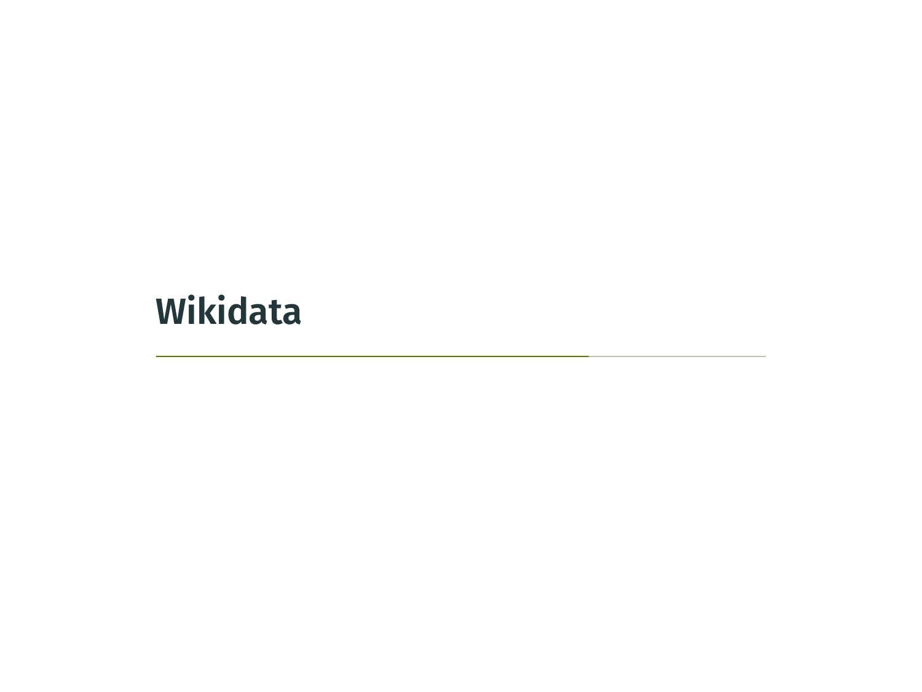# Wikidata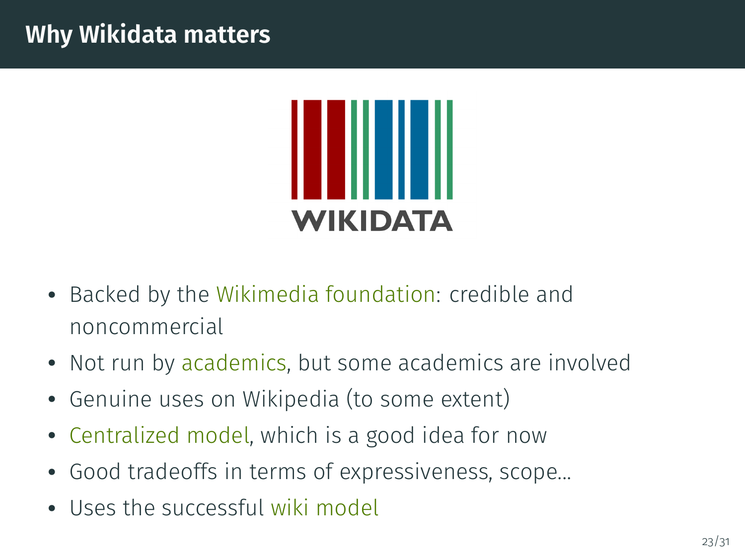# Why Wikidata matters

- Backed by the Wikimedia foundation: credible and noncommercial
- Not run by academics, but some academics are involved
- Genuine uses on Wikipedia (to some extent)
- Centralized model, which is a good idea for now
- Good tradeoffs in terms of expressiveness, scope...
- Uses the successful wiki model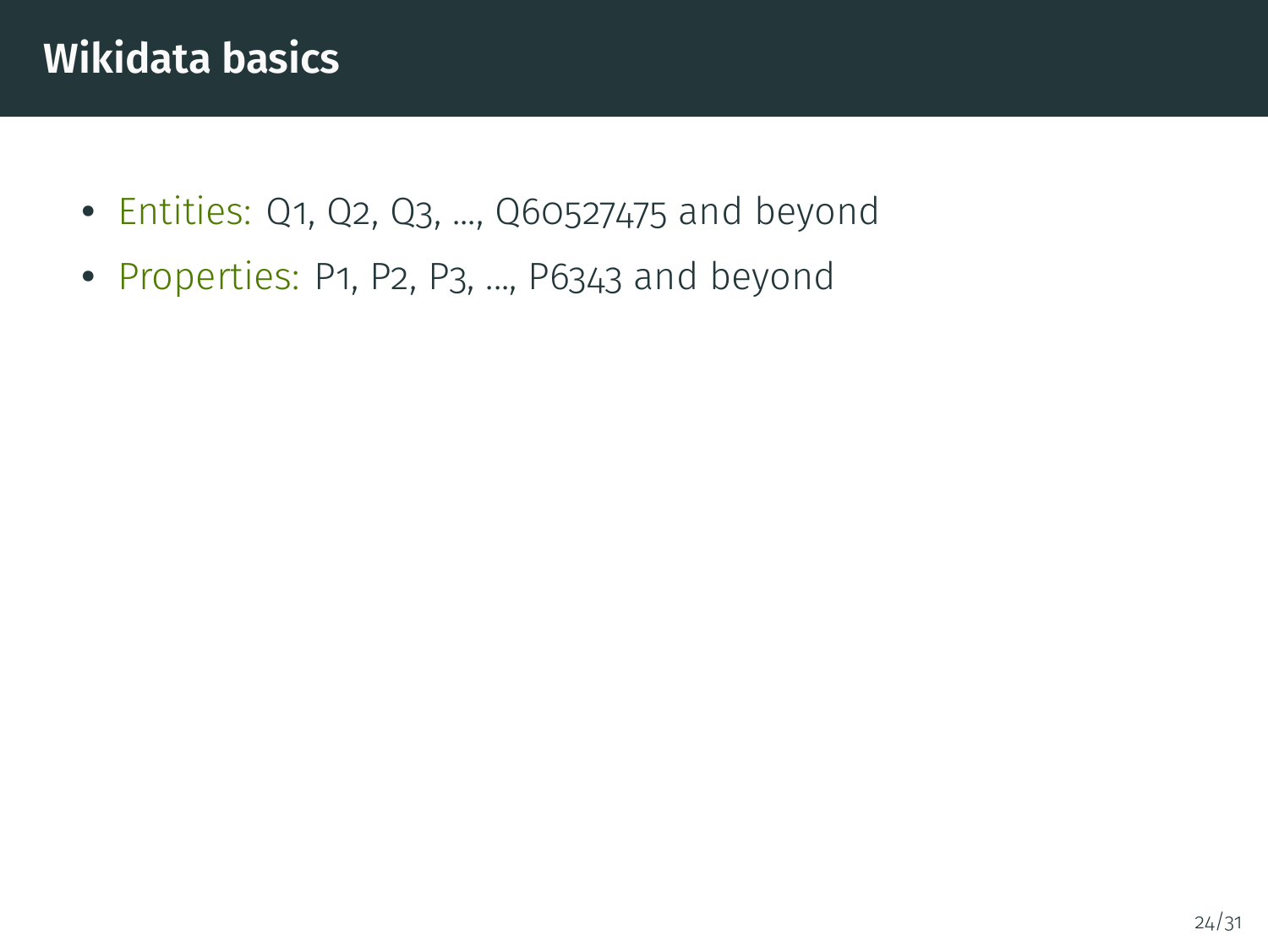# Wikidata basics

- Entities: Q1, Q2, Q3, ..., Q60527475 and beyond
- Properties: P1, P2, P3, ..., P6343 and beyond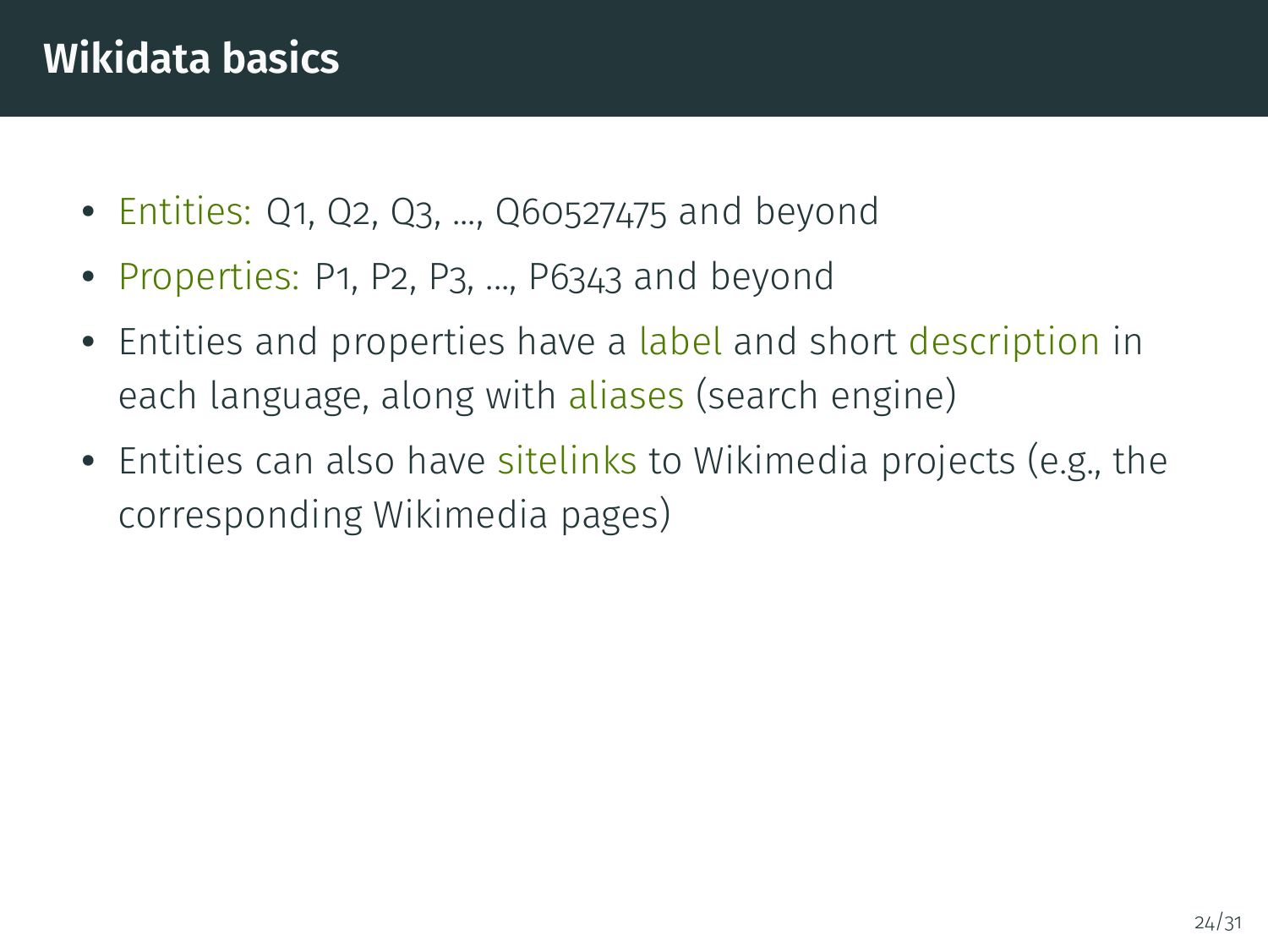## Wikidata basics

- Entities: Q1, Q2, Q3, ..., Q60527475 and beyond
- Properties: P1, P2, P3, ..., P6343 and beyond
- Entities and properties have a label and short description in each language, along with aliases (search engine)
- Entities can also have sitelinks to Wikimedia projects (e.g., the corresponding Wikimedia pages)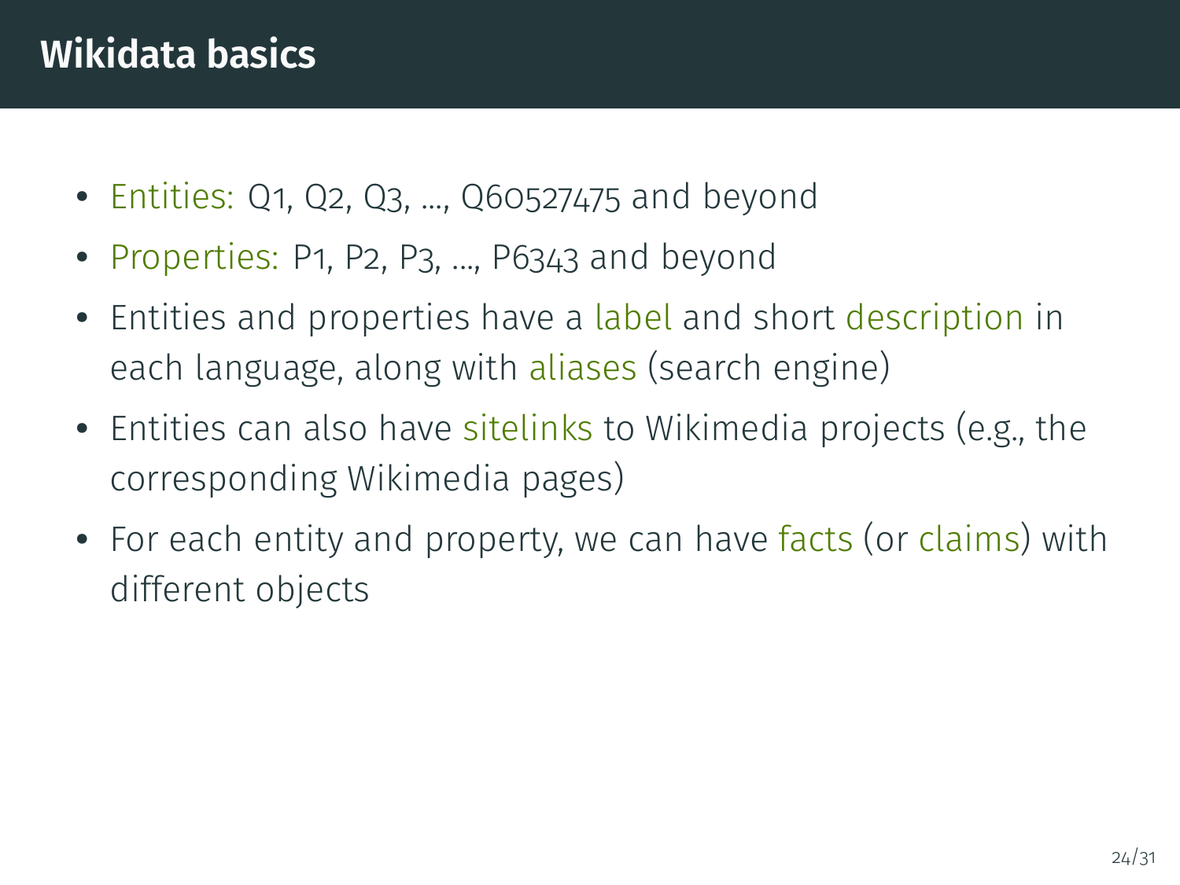# Wikidata basics

- Entities: Q1, Q2, Q3, ..., Q60527475 and beyond
- Properties: P1, P2, P3, ..., P6343 and beyond
- Entities and properties have a label and short description in each language, along with aliases (search engine)
- Entities can also have sitelinks to Wikimedia projects (e.g., the corresponding Wikimedia pages)
- For each entity and property, we can have facts (or claims) with different objects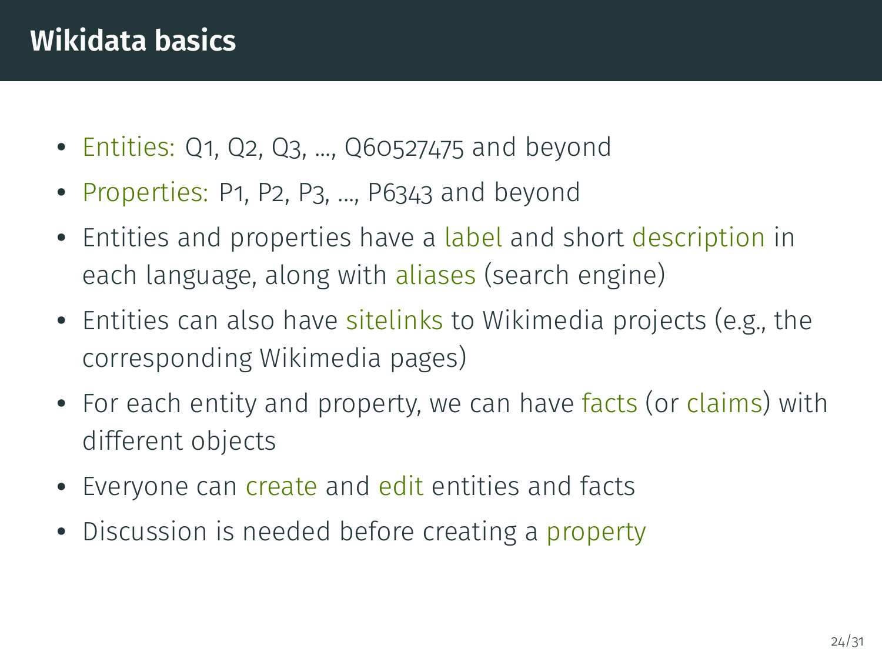## Wikidata basics

- Entities: Q1, Q2, Q3, ..., Q60527475 and beyond
- Properties: P1, P2, P3, ..., P6343 and beyond
- Entities and properties have a label and short description in each language, along with aliases (search engine)
- Entities can also have sitelinks to Wikimedia projects (e.g., the corresponding Wikimedia pages)
- For each entity and property, we can have facts (or claims) with different objects
- Everyone can create and edit entities and facts
- Discussion is needed before creating a property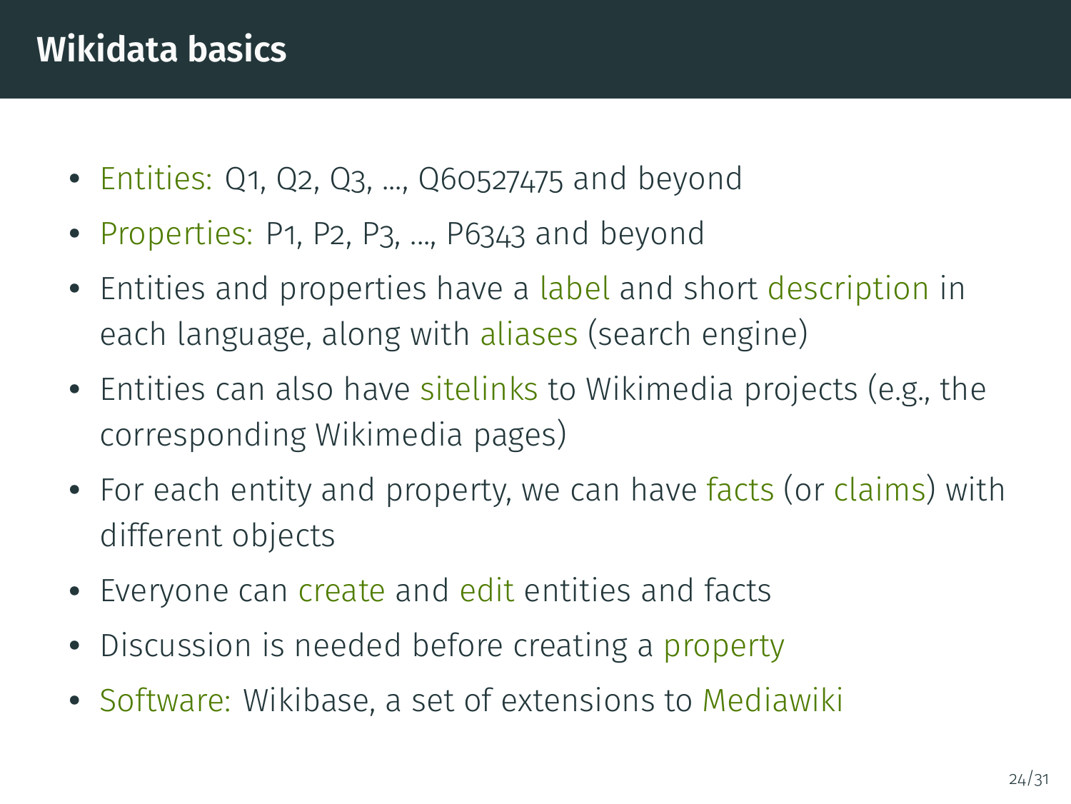# Wikidata basics

- Entities: Q1, Q2, Q3, ..., Q60527475 and beyond
- Properties: P1, P2, P3, ..., P6343 and beyond
- Entities and properties have a label and short description in each language, along with aliases (search engine)
- Entities can also have sitelinks to Wikimedia projects (e.g., the corresponding Wikimedia pages)
- For each entity and property, we can have facts (or claims) with different objects
- Everyone can create and edit entities and facts
- Discussion is needed before creating a property
- Software: Wikibase, a set of extensions to Mediawiki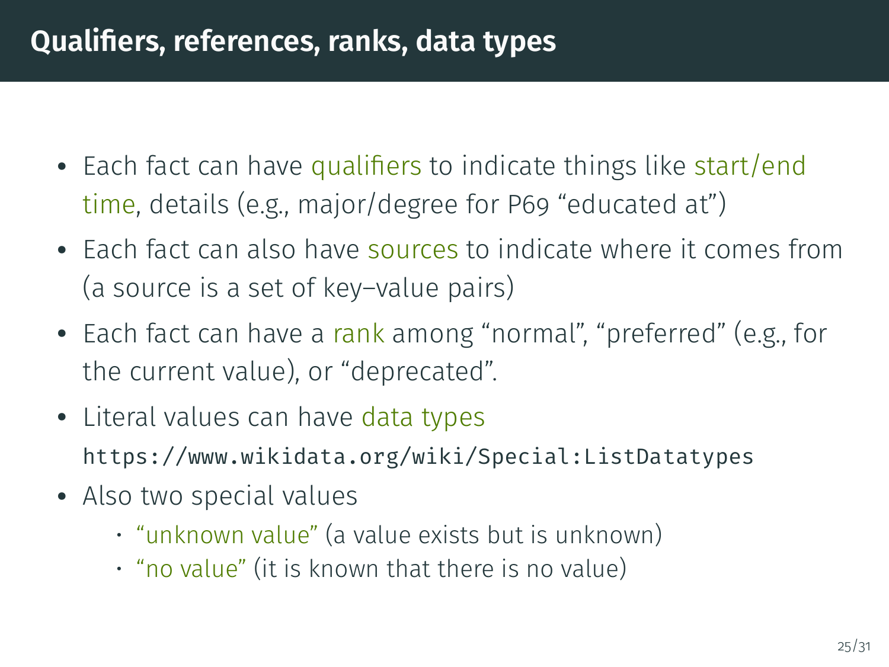# Qualifiers, references, ranks, data types

- Each fact can have qualifiers to indicate things like start/end time, details (e.g., major/degree for P69 “educated at”)
- Each fact can also have sources to indicate where it comes from (a source is a set of key–value pairs)
- Each fact can have a rank among “normal”, “preferred” (e.g., for the current value), or “deprecated”.
- Literal values can have data types `https://www.wikidata.org/wiki/Special:ListDatatypes`
- Also two special values
  - “unknown value” (a value exists but is unknown)
  - “no value” (it is known that there is no value)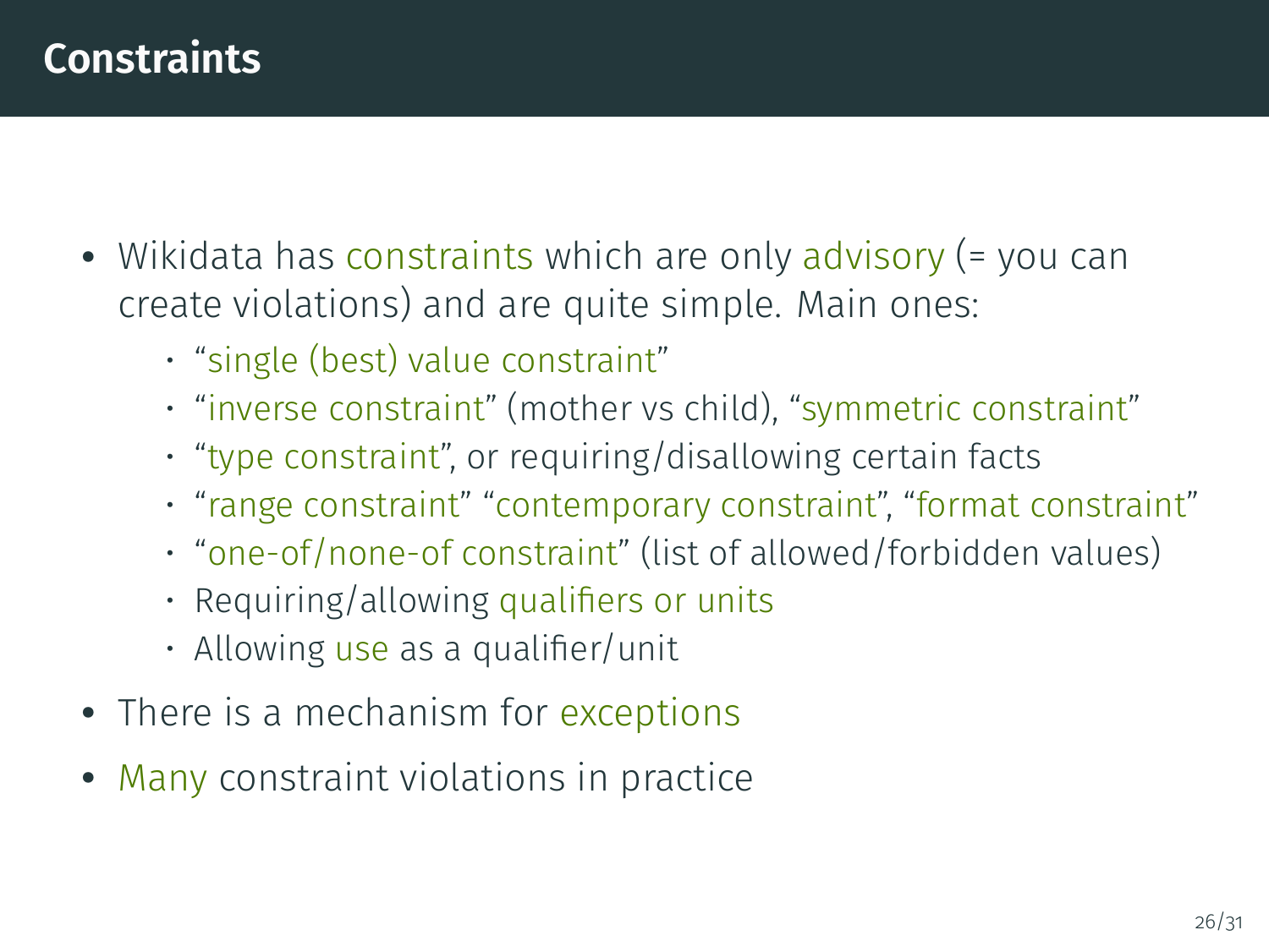# Constraints

- Wikidata has constraints which are only advisory (= you can create violations) and are quite simple. Main ones:
  - "single (best) value constraint"
  - "inverse constraint" (mother vs child), "symmetric constraint"
  - "type constraint", or requiring/disallowing certain facts
  - "range constraint" "contemporary constraint", "format constraint"
  - "one-of/none-of constraint" (list of allowed/forbidden values)
  - Requiring/allowing qualifiers or units
  - Allowing use as a qualifier/unit
- There is a mechanism for exceptions
- Many constraint violations in practice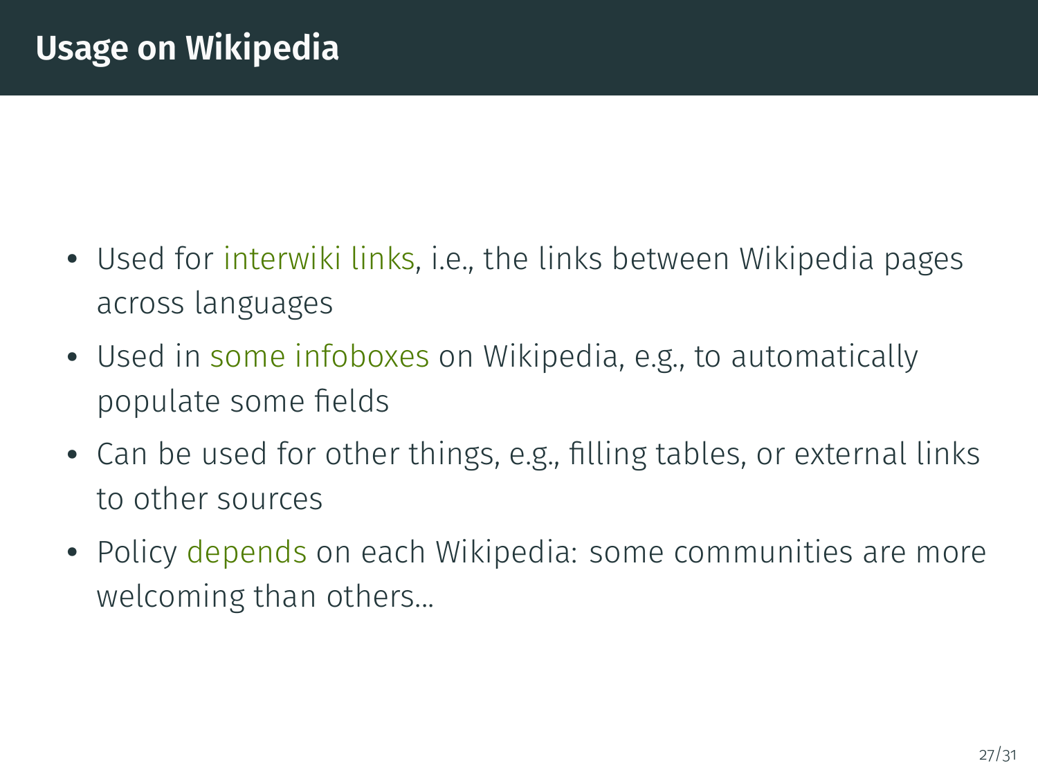## Usage on Wikipedia

- Used for interwiki links, i.e., the links between Wikipedia pages across languages
- Used in some infoboxes on Wikipedia, e.g., to automatically populate some fields
- Can be used for other things, e.g., filling tables, or external links to other sources
- Policy depends on each Wikipedia: some communities are more welcoming than others...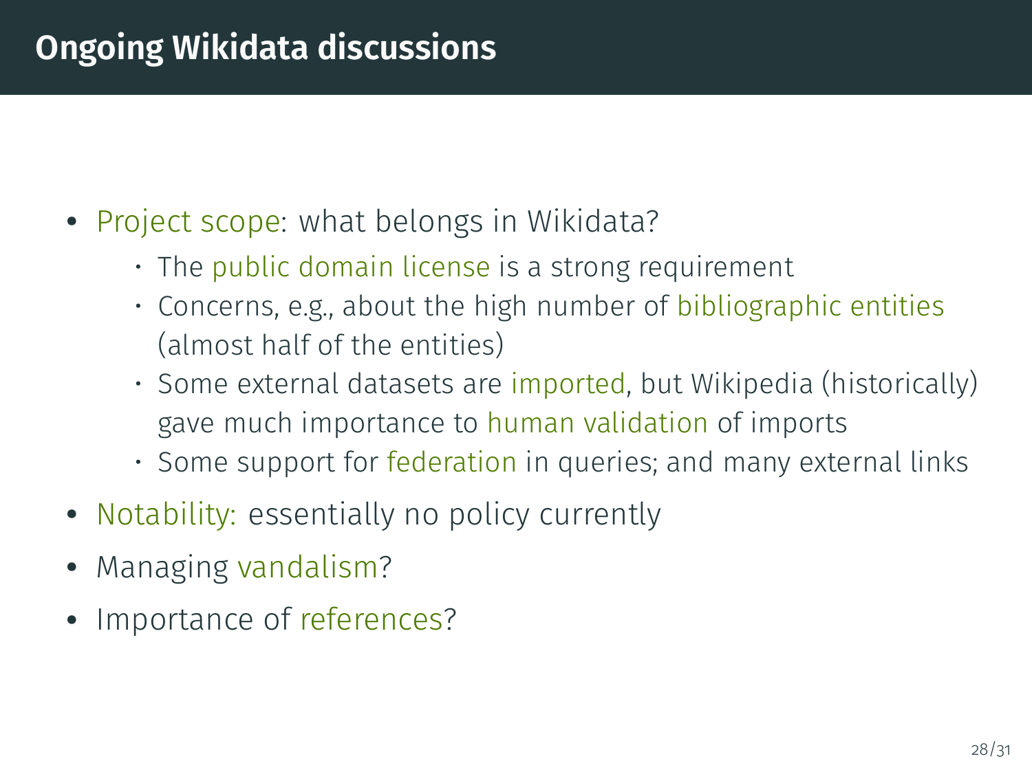# Ongoing Wikidata discussions

- Project scope: what belongs in Wikidata?
  - The public domain license is a strong requirement
  - Concerns, e.g., about the high number of bibliographic entities (almost half of the entities)
  - Some external datasets are imported, but Wikipedia (historically) gave much importance to human validation of imports
  - Some support for federation in queries; and many external links
- Notability: essentially no policy currently
- Managing vandalism?
- Importance of references?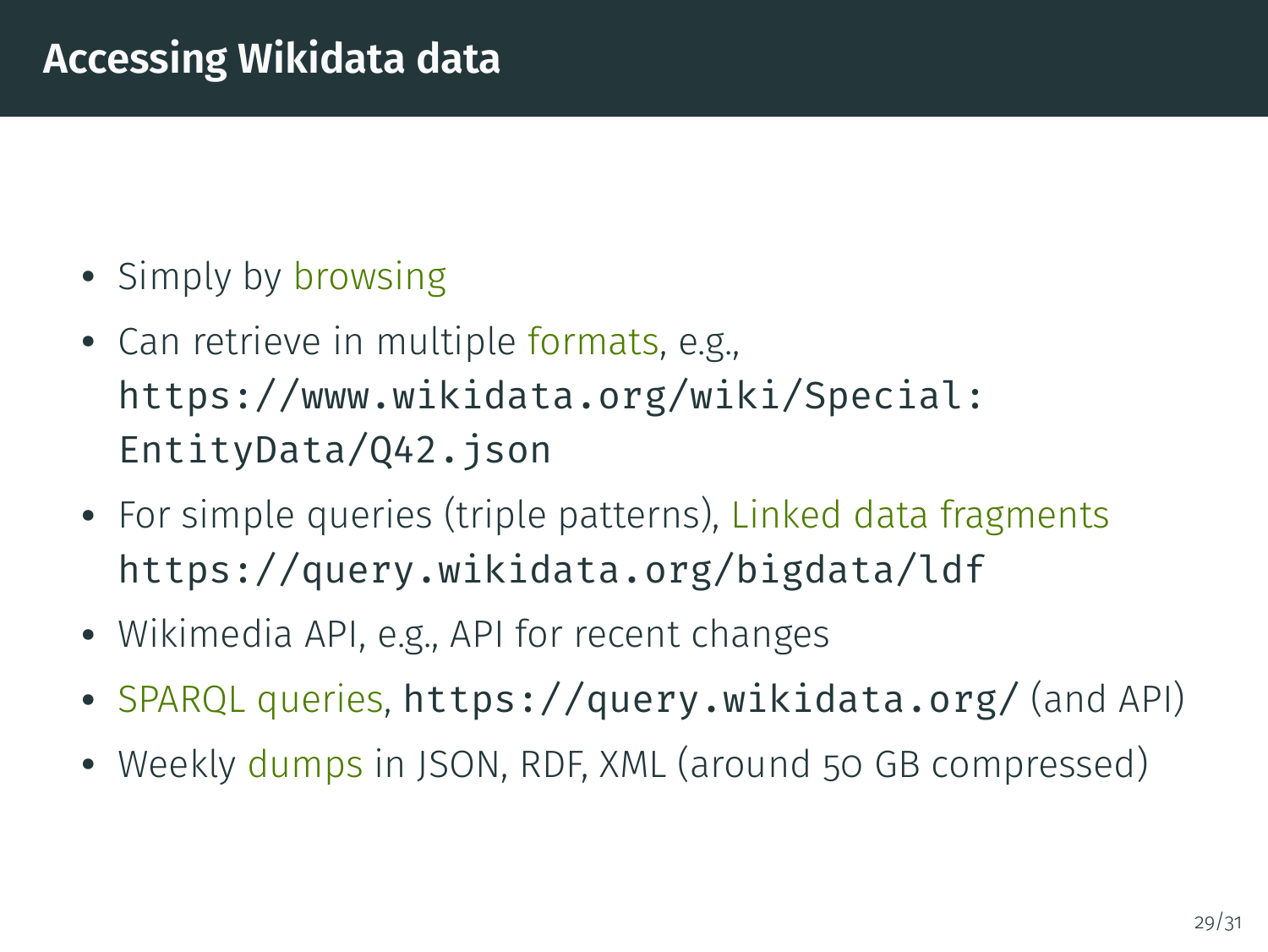## Accessing Wikidata data

- Simply by browsing
- Can retrieve in multiple formats, e.g., `https://www.wikidata.org/wiki/Special:EntityData/Q42.json`
- For simple queries (triple patterns), Linked data fragments `https://query.wikidata.org/bigdata/ldf`
- Wikimedia API, e.g., API for recent changes
- SPARQL queries, `https://query.wikidata.org/` (and API)
- Weekly dumps in JSON, RDF, XML (around 50 GB compressed)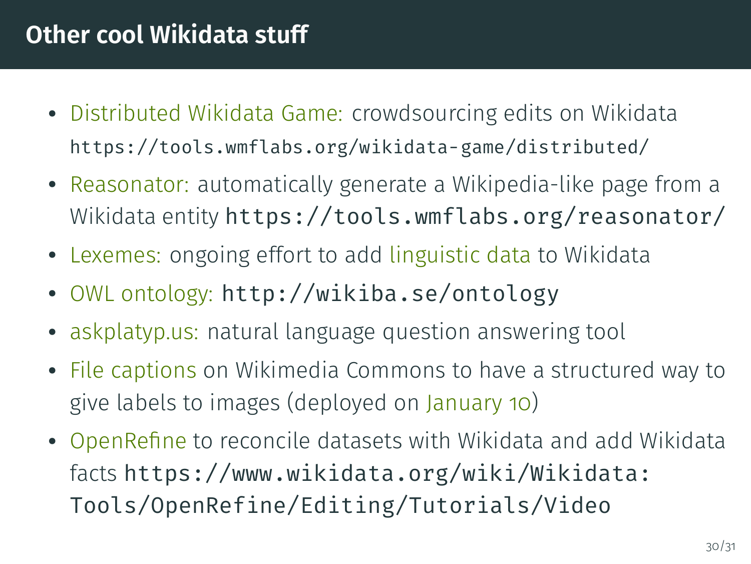# Other cool Wikidata stuff

- Distributed Wikidata Game: crowdsourcing edits on Wikidata `https://tools.wmflabs.org/wikidata-game/distributed/`
- Reasonator: automatically generate a Wikipedia-like page from a Wikidata entity `https://tools.wmflabs.org/reasonator/`
- Lexemes: ongoing effort to add linguistic data to Wikidata
- OWL ontology: `http://wikiba.se/ontology`
- askplatyp.us: natural language question answering tool
- File captions on Wikimedia Commons to have a structured way to give labels to images (deployed on January 10)
- OpenRefine to reconcile datasets with Wikidata and add Wikidata facts `https://www.wikidata.org/wiki/Wikidata:Tools/OpenRefine/Editing/Tutorials/Video`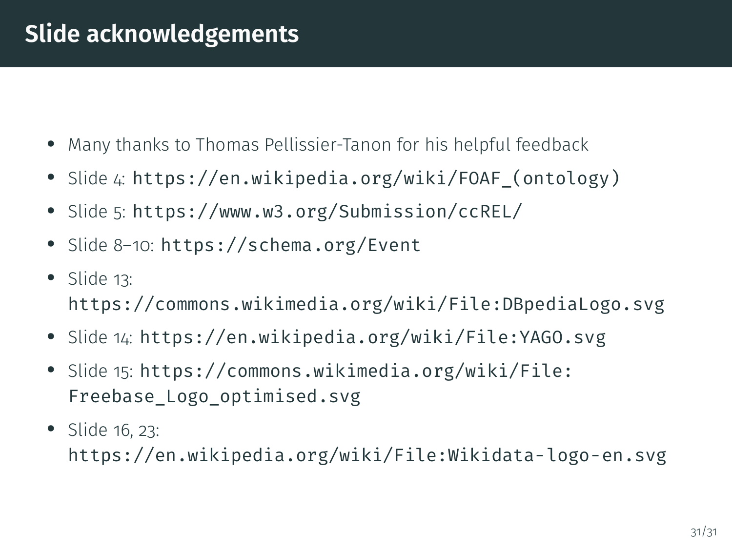# Slide acknowledgements

- Many thanks to Thomas Pellissier-Tanon for his helpful feedback
- Slide 4: `https://en.wikipedia.org/wiki/FOAF_(ontology)`
- Slide 5: `https://www.w3.org/Submission/ccREL/`
- Slide 8–10: `https://schema.org/Event`
- Slide 13: `https://commons.wikimedia.org/wiki/File:DBpediaLogo.svg`
- Slide 14: `https://en.wikipedia.org/wiki/File:YAGO.svg`
- Slide 15: `https://commons.wikimedia.org/wiki/File:Freebase_Logo_optimised.svg`
- Slide 16, 23: `https://en.wikipedia.org/wiki/File:Wikidata-logo-en.svg`